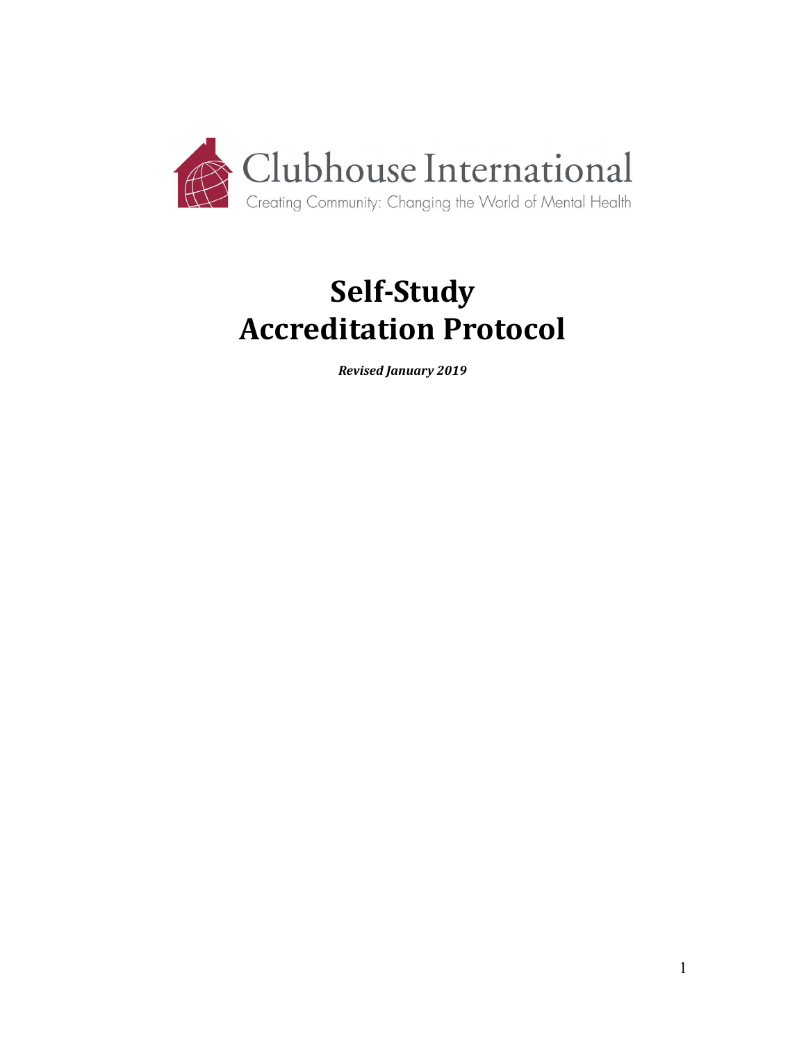Clubhouse International

Creating Community: Changing the World of Mental Health

# Self-Study Accreditation Protocol

***Revised January 2019***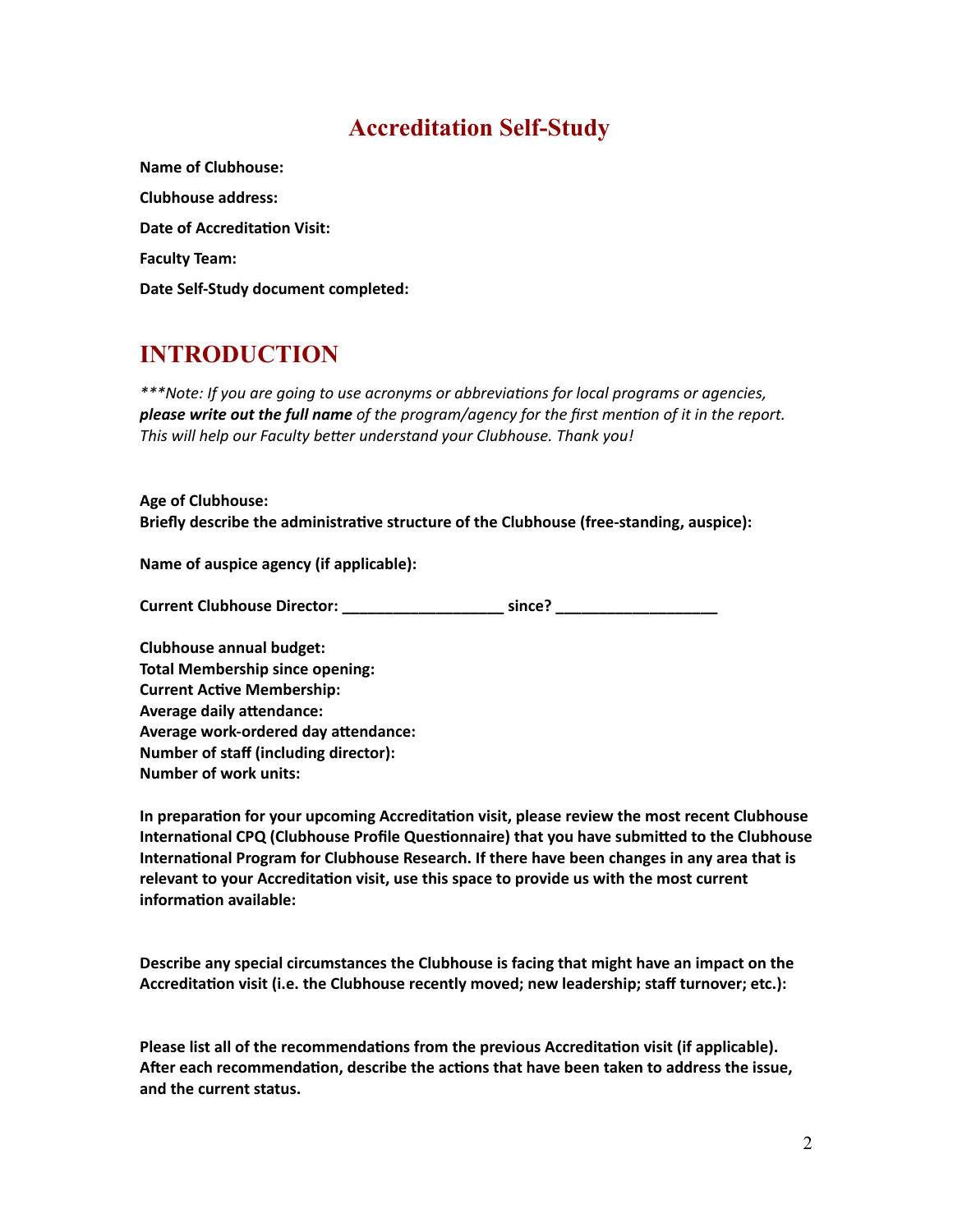# Accreditation Self-Study

**Name of Clubhouse:**

**Clubhouse address:**

**Date of Accreditation Visit:**

**Faculty Team:**

**Date Self-Study document completed:**

## INTRODUCTION

*\*\*\*Note: If you are going to use acronyms or abbreviations for local programs or agencies, **please write out the full name** of the program/agency for the first mention of it in the report. This will help our Faculty better understand your Clubhouse. Thank you!*

**Age of Clubhouse:**
**Briefly describe the administrative structure of the Clubhouse (free-standing, auspice):**

**Name of auspice agency (if applicable):**

**Current Clubhouse Director: ___________________ since? ___________________**

**Clubhouse annual budget:**
**Total Membership since opening:**
**Current Active Membership:**
**Average daily attendance:**
**Average work-ordered day attendance:**
**Number of staff (including director):**
**Number of work units:**

**In preparation for your upcoming Accreditation visit, please review the most recent Clubhouse International CPQ (Clubhouse Profile Questionnaire) that you have submitted to the Clubhouse International Program for Clubhouse Research. If there have been changes in any area that is relevant to your Accreditation visit, use this space to provide us with the most current information available:**

**Describe any special circumstances the Clubhouse is facing that might have an impact on the Accreditation visit (i.e. the Clubhouse recently moved; new leadership; staff turnover; etc.):**

**Please list all of the recommendations from the previous Accreditation visit (if applicable). After each recommendation, describe the actions that have been taken to address the issue, and the current status.**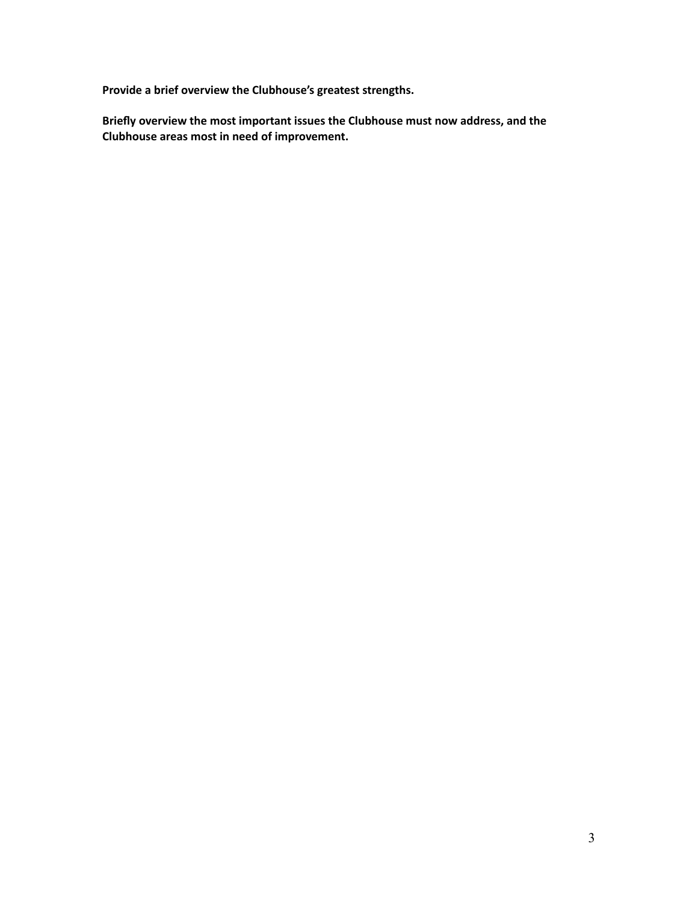**Provide a brief overview the Clubhouse's greatest strengths.**

**Briefly overview the most important issues the Clubhouse must now address, and the Clubhouse areas most in need of improvement.**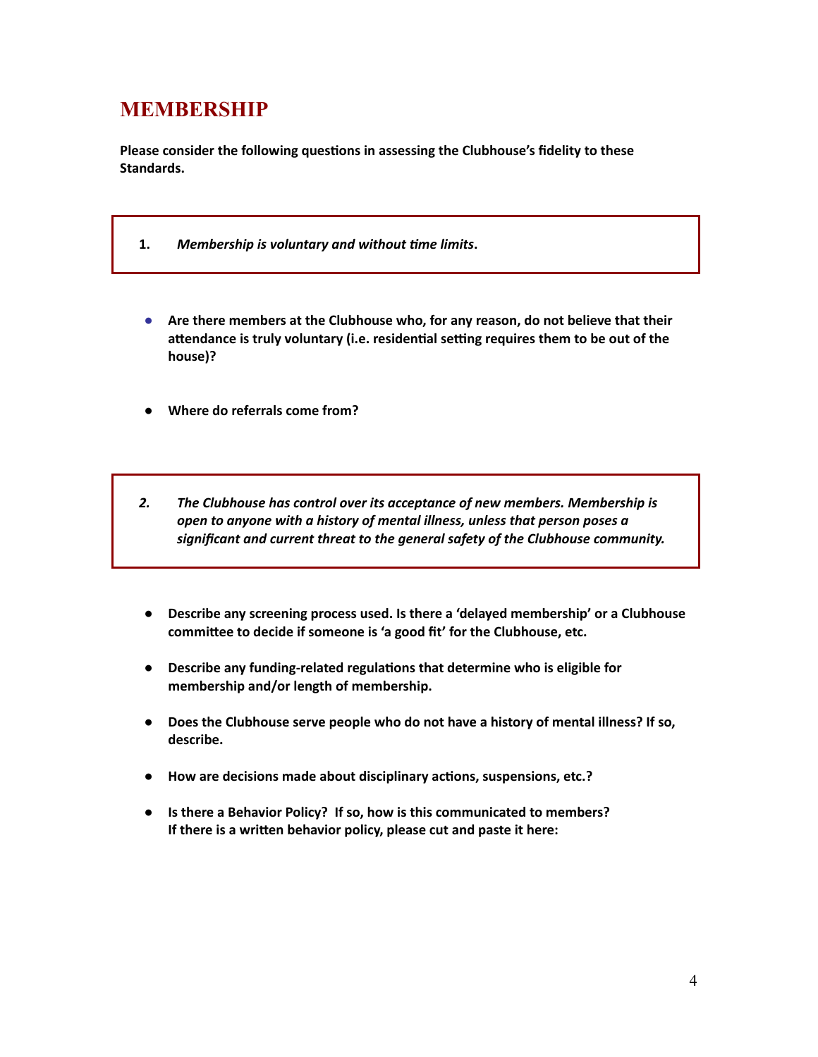# MEMBERSHIP

**Please consider the following questions in assessing the Clubhouse's fidelity to these Standards.**

**1.** ***Membership is voluntary and without time limits*.**

- **Are there members at the Clubhouse who, for any reason, do not believe that their attendance is truly voluntary (i.e. residential setting requires them to be out of the house)?**

- **Where do referrals come from?**

***2. The Clubhouse has control over its acceptance of new members. Membership is open to anyone with a history of mental illness, unless that person poses a significant and current threat to the general safety of the Clubhouse community.***

- **Describe any screening process used. Is there a 'delayed membership' or a Clubhouse committee to decide if someone is 'a good fit' for the Clubhouse, etc.**

- **Describe any funding-related regulations that determine who is eligible for membership and/or length of membership.**

- **Does the Clubhouse serve people who do not have a history of mental illness? If so, describe.**

- **How are decisions made about disciplinary actions, suspensions, etc.?**

- **Is there a Behavior Policy? If so, how is this communicated to members? If there is a written behavior policy, please cut and paste it here:**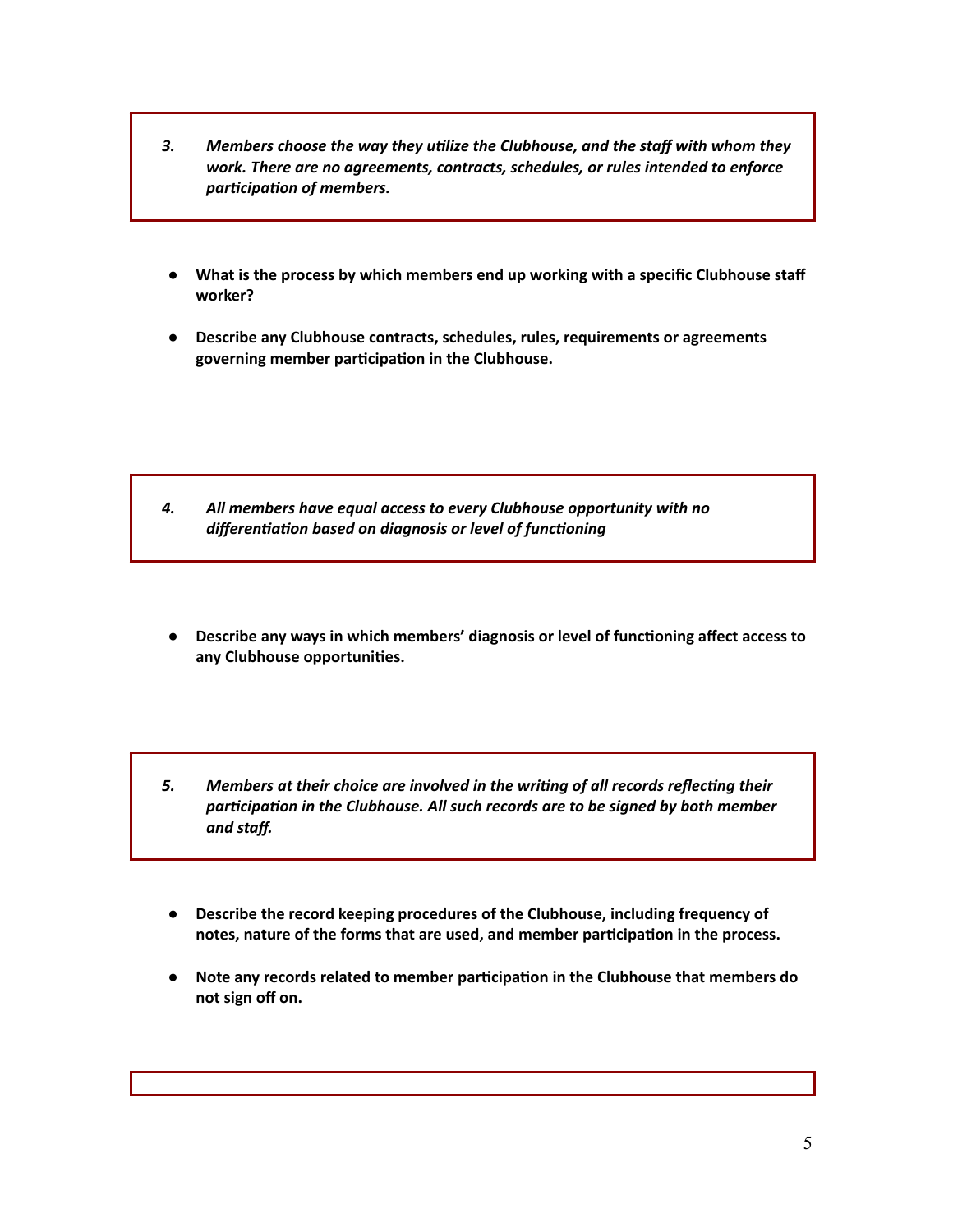*3. Members choose the way they utilize the Clubhouse, and the staff with whom they work. There are no agreements, contracts, schedules, or rules intended to enforce participation of members.*

- **What is the process by which members end up working with a specific Clubhouse staff worker?**
- **Describe any Clubhouse contracts, schedules, rules, requirements or agreements governing member participation in the Clubhouse.**

*4. All members have equal access to every Clubhouse opportunity with no differentiation based on diagnosis or level of functioning*

- **Describe any ways in which members' diagnosis or level of functioning affect access to any Clubhouse opportunities.**

*5. Members at their choice are involved in the writing of all records reflecting their participation in the Clubhouse. All such records are to be signed by both member and staff.*

- **Describe the record keeping procedures of the Clubhouse, including frequency of notes, nature of the forms that are used, and member participation in the process.**
- **Note any records related to member participation in the Clubhouse that members do not sign off on.**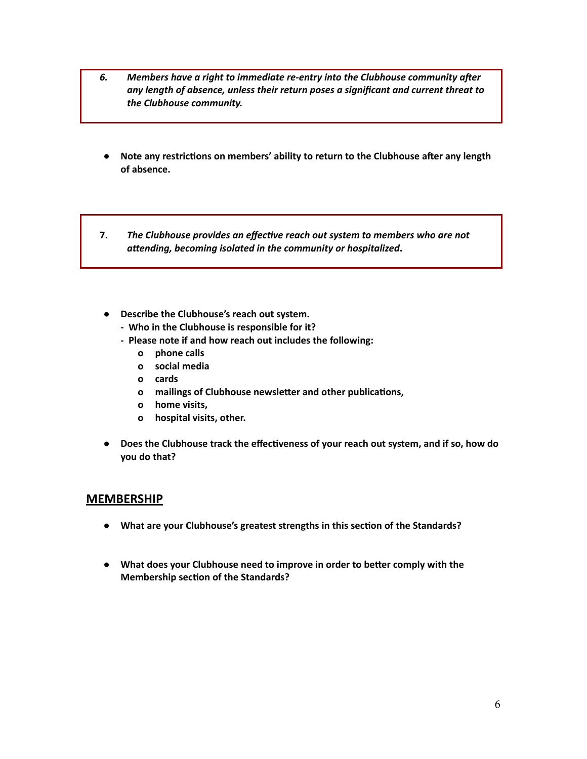***6. Members have a right to immediate re-entry into the Clubhouse community after any length of absence, unless their return poses a significant and current threat to the Clubhouse community.***

- **Note any restrictions on members' ability to return to the Clubhouse after any length of absence.**

**7.** ***The Clubhouse provides an effective reach out system to members who are not attending, becoming isolated in the community or hospitalized*.**

- **Describe the Clubhouse's reach out system.**
  - **Who in the Clubhouse is responsible for it?**
  - **Please note if and how reach out includes the following:**
    - **phone calls**
    - **social media**
    - **cards**
    - **mailings of Clubhouse newsletter and other publications,**
    - **home visits,**
    - **hospital visits, other.**

- **Does the Clubhouse track the effectiveness of your reach out system, and if so, how do you do that?**

## MEMBERSHIP

- **What are your Clubhouse's greatest strengths in this section of the Standards?**

- **What does your Clubhouse need to improve in order to better comply with the Membership section of the Standards?**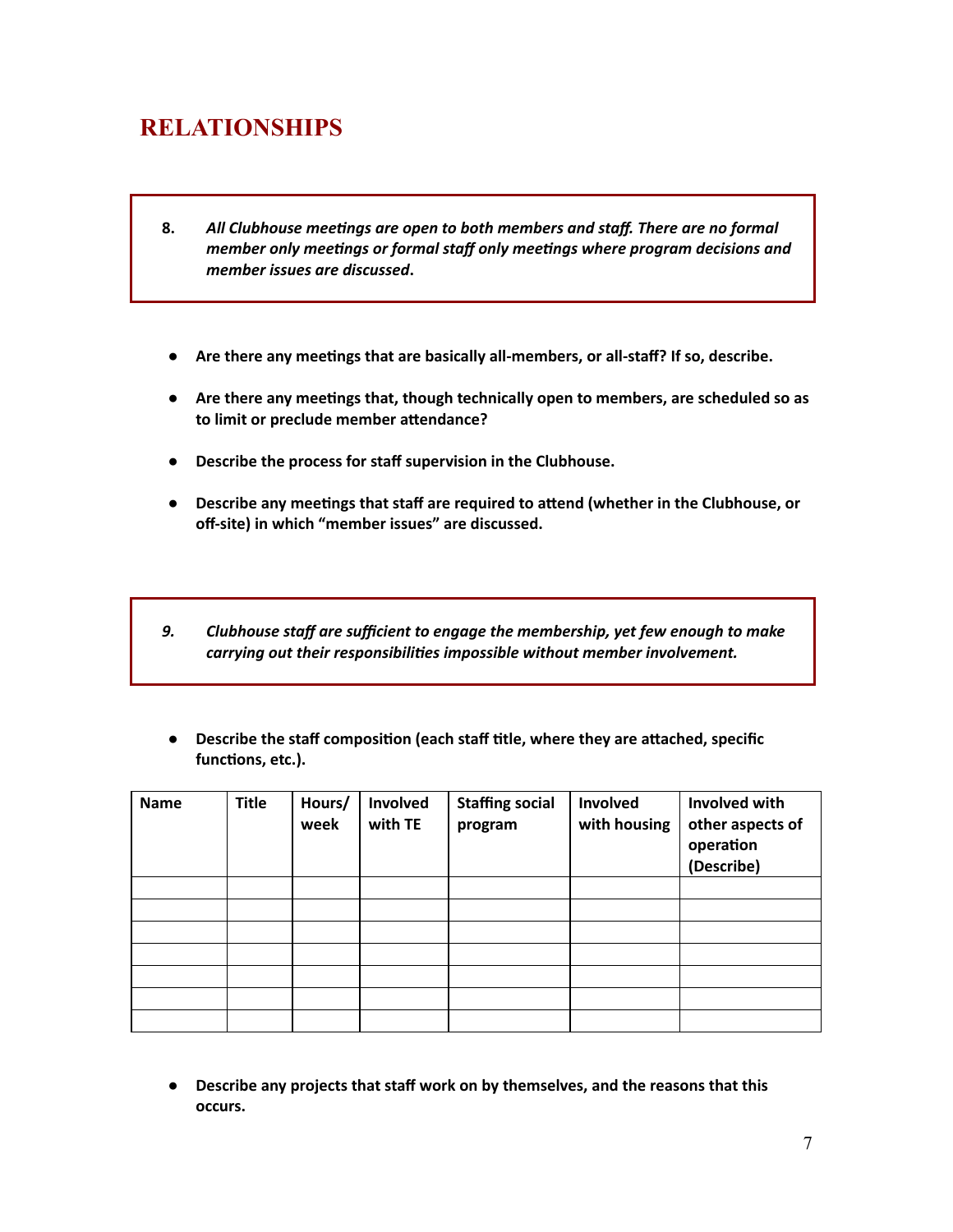## RELATIONSHIPS

> **8.** ***All Clubhouse meetings are open to both members and staff. There are no formal member only meetings or formal staff only meetings where program decisions and member issues are discussed.***

- **Are there any meetings that are basically all-members, or all-staff? If so, describe.**
- **Are there any meetings that, though technically open to members, are scheduled so as to limit or preclude member attendance?**
- **Describe the process for staff supervision in the Clubhouse.**
- **Describe any meetings that staff are required to attend (whether in the Clubhouse, or off-site) in which "member issues" are discussed.**

> ***9. Clubhouse staff are sufficient to engage the membership, yet few enough to make carrying out their responsibilities impossible without member involvement.***

- **Describe the staff composition (each staff title, where they are attached, specific functions, etc.).**

| Name | Title | Hours/ week | Involved with TE | Staffing social program | Involved with housing | Involved with other aspects of operation (Describe) |
|---|---|---|---|---|---|---|
| | | | | | | |
| | | | | | | |
| | | | | | | |
| | | | | | | |
| | | | | | | |
| | | | | | | |
| | | | | | | |

- **Describe any projects that staff work on by themselves, and the reasons that this occurs.**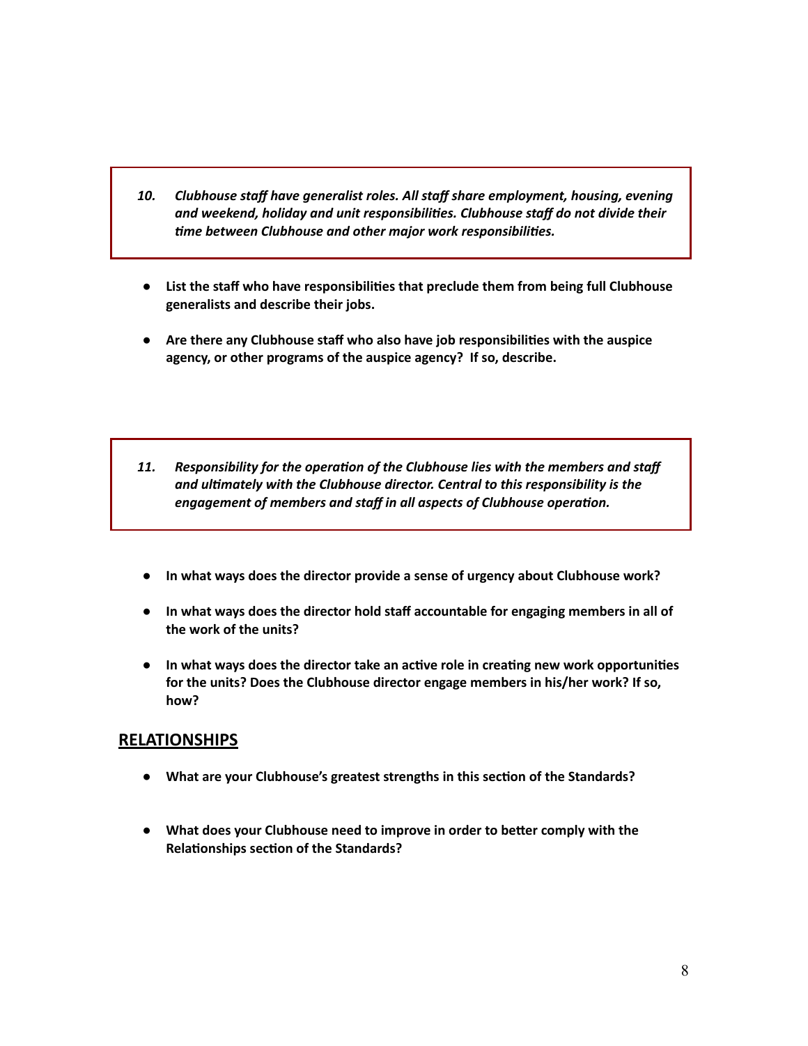> ***10. Clubhouse staff have generalist roles. All staff share employment, housing, evening and weekend, holiday and unit responsibilities. Clubhouse staff do not divide their time between Clubhouse and other major work responsibilities.***

- **List the staff who have responsibilities that preclude them from being full Clubhouse generalists and describe their jobs.**
- **Are there any Clubhouse staff who also have job responsibilities with the auspice agency, or other programs of the auspice agency? If so, describe.**

> ***11. Responsibility for the operation of the Clubhouse lies with the members and staff and ultimately with the Clubhouse director. Central to this responsibility is the engagement of members and staff in all aspects of Clubhouse operation.***

- **In what ways does the director provide a sense of urgency about Clubhouse work?**
- **In what ways does the director hold staff accountable for engaging members in all of the work of the units?**
- **In what ways does the director take an active role in creating new work opportunities for the units? Does the Clubhouse director engage members in his/her work? If so, how?**

## <u>RELATIONSHIPS</u>

- **What are your Clubhouse's greatest strengths in this section of the Standards?**
- **What does your Clubhouse need to improve in order to better comply with the Relationships section of the Standards?**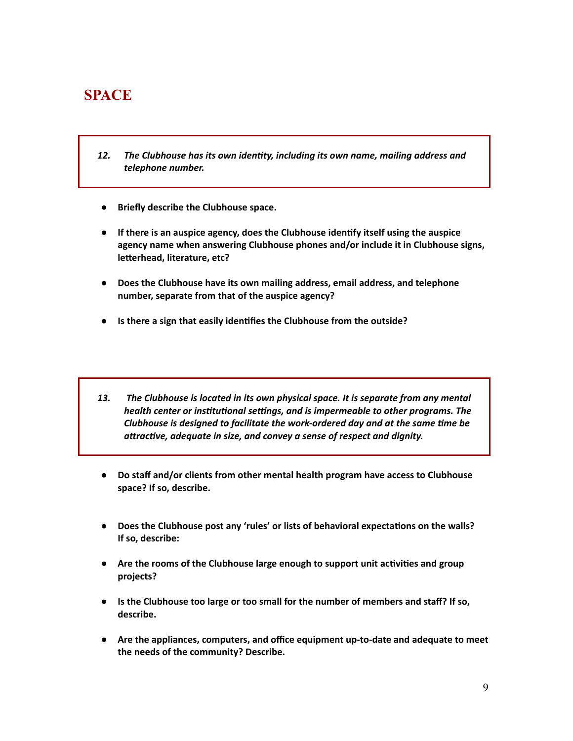# SPACE

> ***12. The Clubhouse has its own identity, including its own name, mailing address and telephone number.***

- **Briefly describe the Clubhouse space.**
- **If there is an auspice agency, does the Clubhouse identify itself using the auspice agency name when answering Clubhouse phones and/or include it in Clubhouse signs, letterhead, literature, etc?**
- **Does the Clubhouse have its own mailing address, email address, and telephone number, separate from that of the auspice agency?**
- **Is there a sign that easily identifies the Clubhouse from the outside?**

> ***13. The Clubhouse is located in its own physical space. It is separate from any mental health center or institutional settings, and is impermeable to other programs. The Clubhouse is designed to facilitate the work-ordered day and at the same time be attractive, adequate in size, and convey a sense of respect and dignity.***

- **Do staff and/or clients from other mental health program have access to Clubhouse space? If so, describe.**
- **Does the Clubhouse post any 'rules' or lists of behavioral expectations on the walls? If so, describe:**
- **Are the rooms of the Clubhouse large enough to support unit activities and group projects?**
- **Is the Clubhouse too large or too small for the number of members and staff? If so, describe.**
- **Are the appliances, computers, and office equipment up-to-date and adequate to meet the needs of the community? Describe.**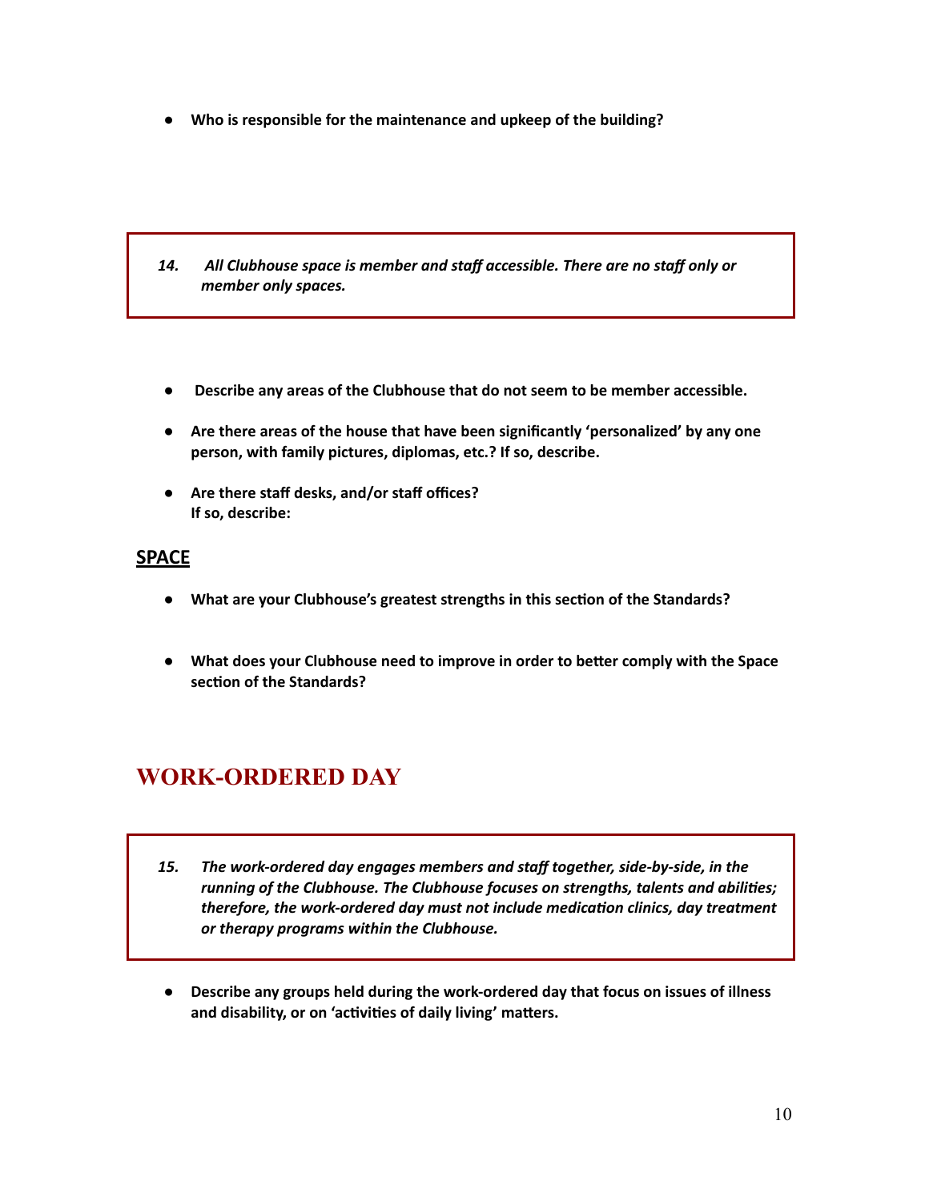- **Who is responsible for the maintenance and upkeep of the building?**

> ***14. All Clubhouse space is member and staff accessible. There are no staff only or member only spaces.***

- **Describe any areas of the Clubhouse that do not seem to be member accessible.**
- **Are there areas of the house that have been significantly 'personalized' by any one person, with family pictures, diplomas, etc.? If so, describe.**
- **Are there staff desks, and/or staff offices?**
  **If so, describe:**

## SPACE

- **What are your Clubhouse's greatest strengths in this section of the Standards?**
- **What does your Clubhouse need to improve in order to better comply with the Space section of the Standards?**

# WORK-ORDERED DAY

> ***15. The work-ordered day engages members and staff together, side-by-side, in the running of the Clubhouse. The Clubhouse focuses on strengths, talents and abilities; therefore, the work-ordered day must not include medication clinics, day treatment or therapy programs within the Clubhouse.***

- **Describe any groups held during the work-ordered day that focus on issues of illness and disability, or on 'activities of daily living' matters.**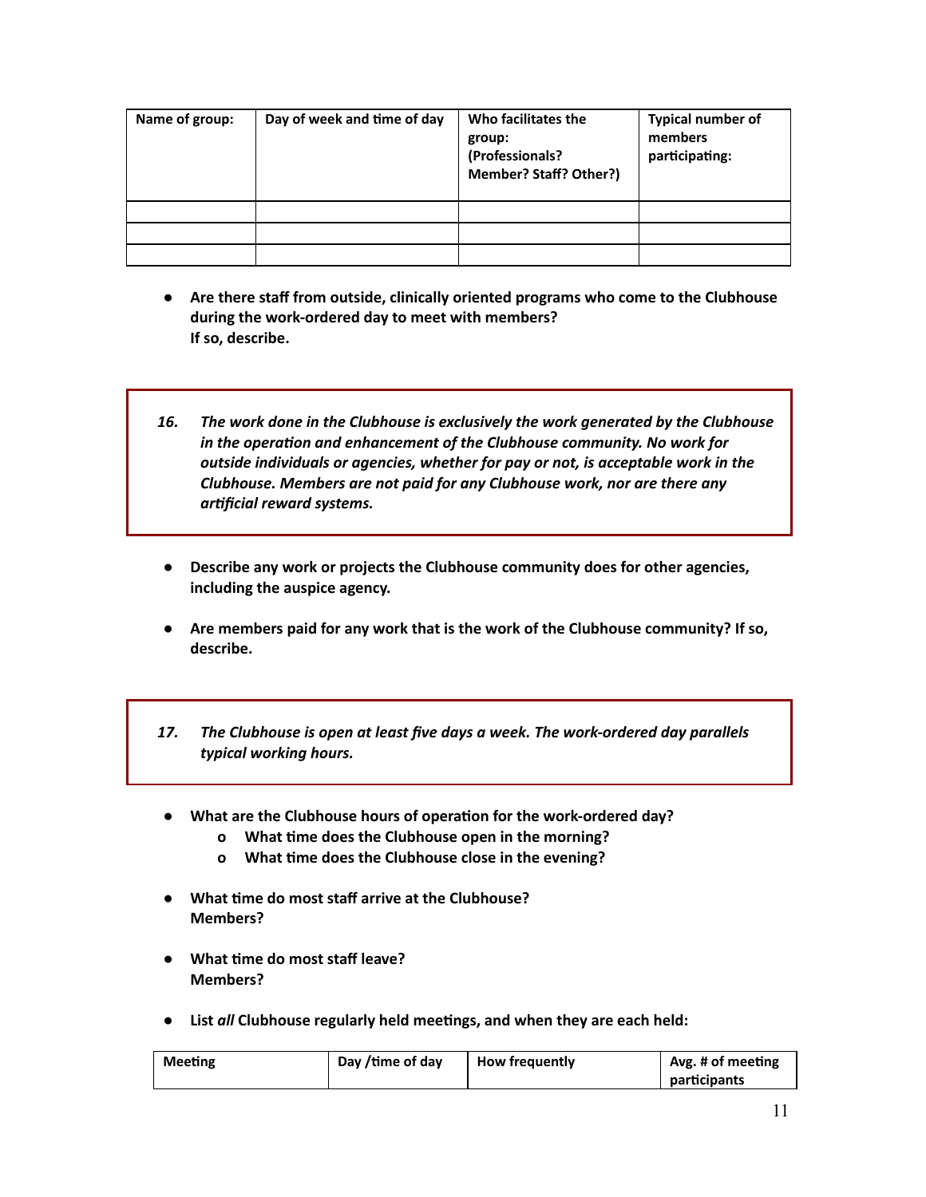| **Name of group:** | **Day of week and time of day** | **Who facilitates the group: (Professionals? Member? Staff? Other?)** | **Typical number of members participating:** |
|---|---|---|---|
| | | | |
| | | | |
| | | | |

- **Are there staff from outside, clinically oriented programs who come to the Clubhouse during the work-ordered day to meet with members? If so, describe.**

> ***16. The work done in the Clubhouse is exclusively the work generated by the Clubhouse in the operation and enhancement of the Clubhouse community. No work for outside individuals or agencies, whether for pay or not, is acceptable work in the Clubhouse. Members are not paid for any Clubhouse work, nor are there any artificial reward systems.***

- **Describe any work or projects the Clubhouse community does for other agencies, including the auspice agency.**

- **Are members paid for any work that is the work of the Clubhouse community? If so, describe.**

> ***17. The Clubhouse is open at least five days a week. The work-ordered day parallels typical working hours.***

- **What are the Clubhouse hours of operation for the work-ordered day?**
  - **What time does the Clubhouse open in the morning?**
  - **What time does the Clubhouse close in the evening?**

- **What time do most staff arrive at the Clubhouse? Members?**

- **What time do most staff leave? Members?**

- **List *all* Clubhouse regularly held meetings, and when they are each held:**

| **Meeting** | **Day /time of day** | **How frequently** | **Avg. # of meeting participants** |
|---|---|---|---|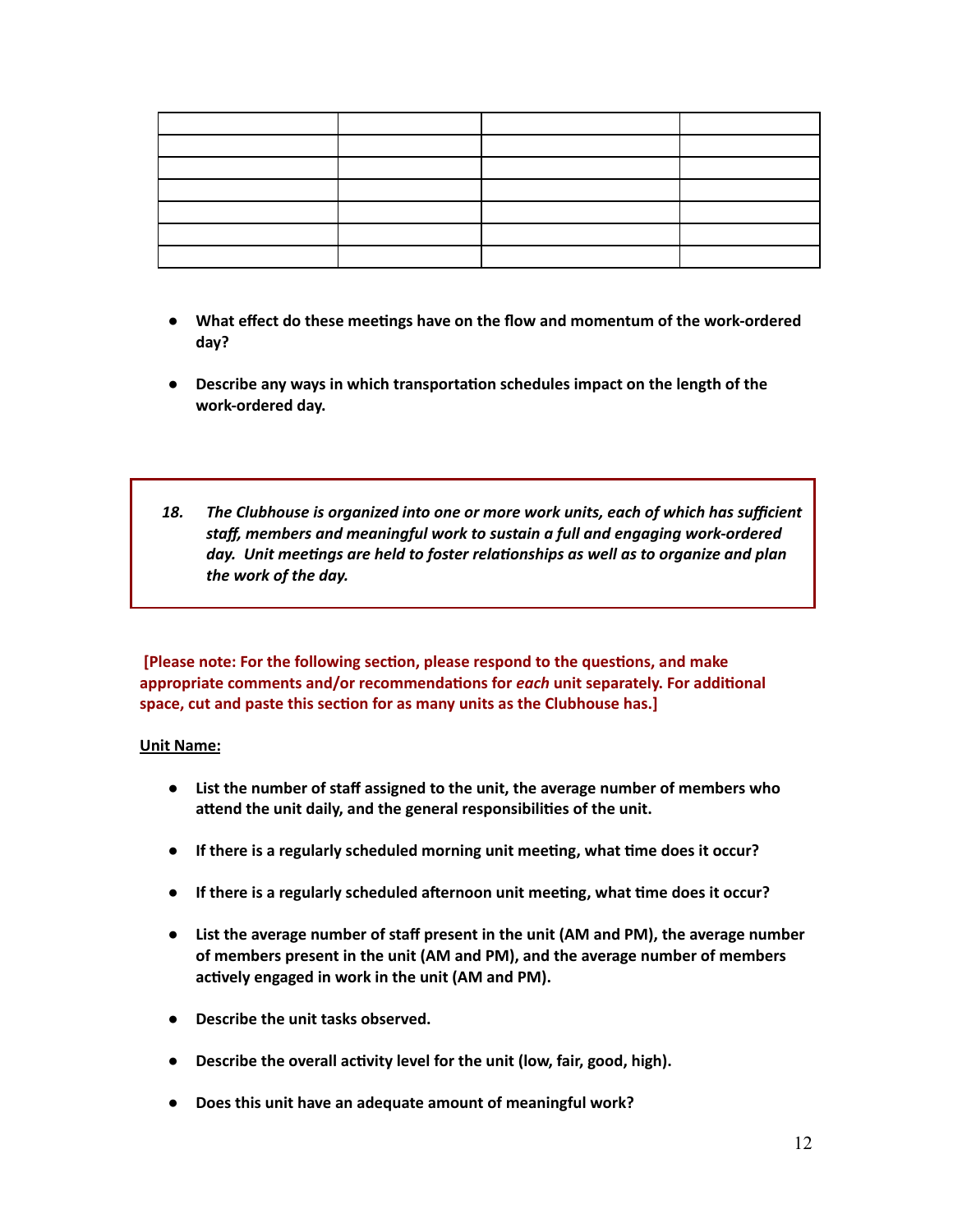| | | | |
|---|---|---|---|
| | | | |
| | | | |
| | | | |
| | | | |
| | | | |
| | | | |

- **What effect do these meetings have on the flow and momentum of the work-ordered day?**

- **Describe any ways in which transportation schedules impact on the length of the work-ordered day.**

> ***18. The Clubhouse is organized into one or more work units, each of which has sufficient staff, members and meaningful work to sustain a full and engaging work-ordered day. Unit meetings are held to foster relationships as well as to organize and plan the work of the day.***

**[Please note: For the following section, please respond to the questions, and make appropriate comments and/or recommendations for *each* unit separately. For additional space, cut and paste this section for as many units as the Clubhouse has.]**

**Unit Name:**

- **List the number of staff assigned to the unit, the average number of members who attend the unit daily, and the general responsibilities of the unit.**

- **If there is a regularly scheduled morning unit meeting, what time does it occur?**

- **If there is a regularly scheduled afternoon unit meeting, what time does it occur?**

- **List the average number of staff present in the unit (AM and PM), the average number of members present in the unit (AM and PM), and the average number of members actively engaged in work in the unit (AM and PM).**

- **Describe the unit tasks observed.**

- **Describe the overall activity level for the unit (low, fair, good, high).**

- **Does this unit have an adequate amount of meaningful work?**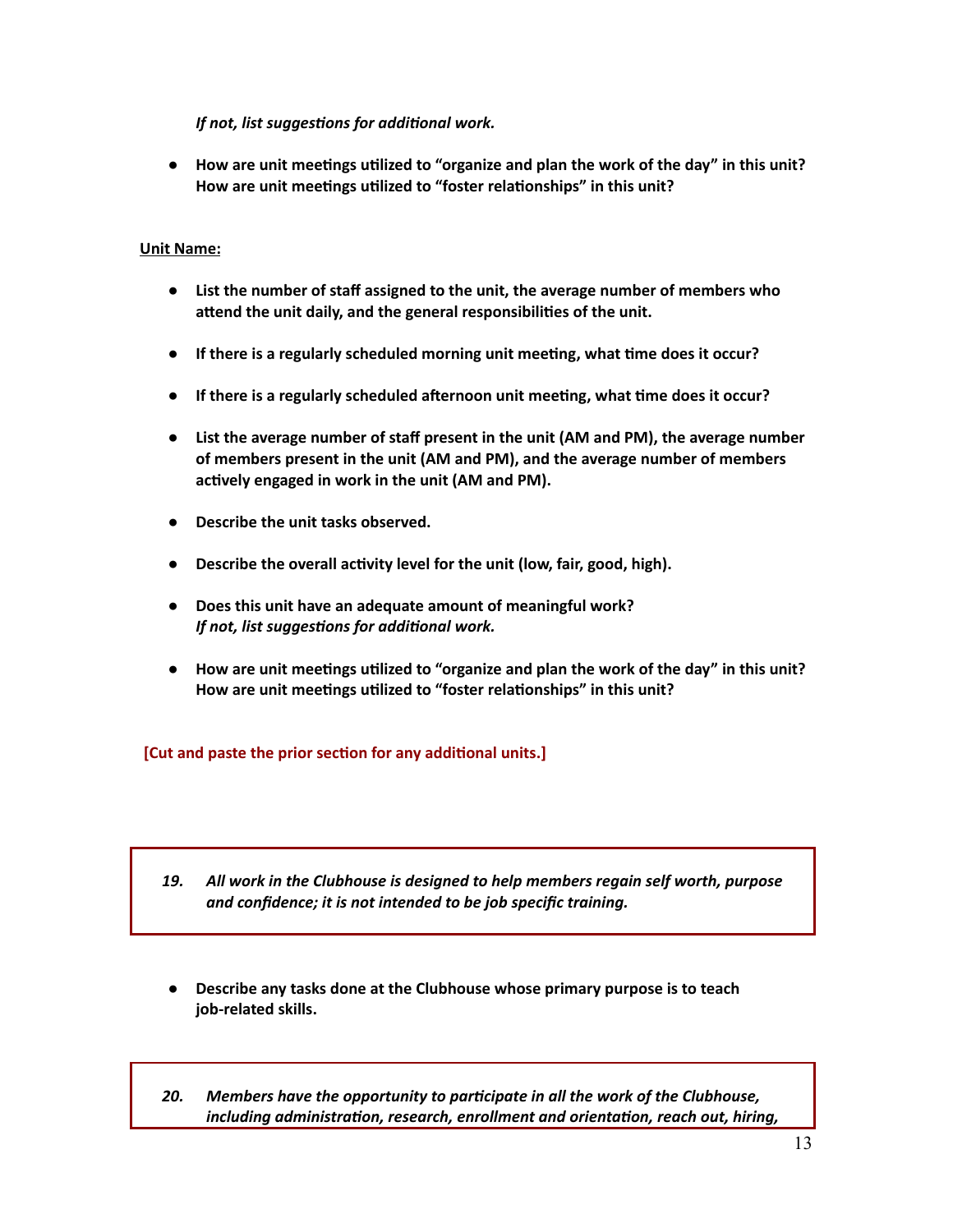*If not, list suggestions for additional work.*

- **How are unit meetings utilized to "organize and plan the work of the day" in this unit? How are unit meetings utilized to "foster relationships" in this unit?**

**Unit Name:**

- **List the number of staff assigned to the unit, the average number of members who attend the unit daily, and the general responsibilities of the unit.**

- **If there is a regularly scheduled morning unit meeting, what time does it occur?**

- **If there is a regularly scheduled afternoon unit meeting, what time does it occur?**

- **List the average number of staff present in the unit (AM and PM), the average number of members present in the unit (AM and PM), and the average number of members actively engaged in work in the unit (AM and PM).**

- **Describe the unit tasks observed.**

- **Describe the overall activity level for the unit (low, fair, good, high).**

- **Does this unit have an adequate amount of meaningful work?**
  ***If not, list suggestions for additional work.***

- **How are unit meetings utilized to "organize and plan the work of the day" in this unit? How are unit meetings utilized to "foster relationships" in this unit?**

**[Cut and paste the prior section for any additional units.]**

***19. All work in the Clubhouse is designed to help members regain self worth, purpose and confidence; it is not intended to be job specific training.***

- **Describe any tasks done at the Clubhouse whose primary purpose is to teach job-related skills.**

***20. Members have the opportunity to participate in all the work of the Clubhouse, including administration, research, enrollment and orientation, reach out, hiring,***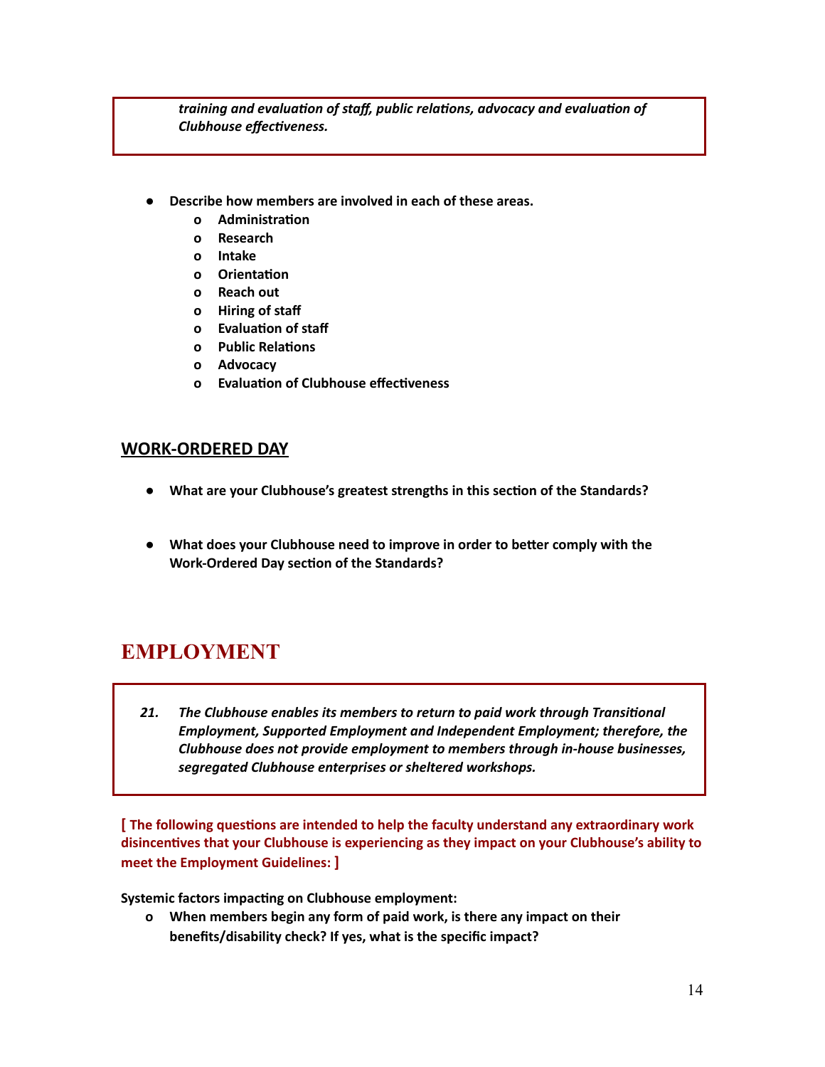***training and evaluation of staff, public relations, advocacy and evaluation of Clubhouse effectiveness.***

- **Describe how members are involved in each of these areas.**
  - **Administration**
  - **Research**
  - **Intake**
  - **Orientation**
  - **Reach out**
  - **Hiring of staff**
  - **Evaluation of staff**
  - **Public Relations**
  - **Advocacy**
  - **Evaluation of Clubhouse effectiveness**

## WORK-ORDERED DAY

- **What are your Clubhouse's greatest strengths in this section of the Standards?**

- **What does your Clubhouse need to improve in order to better comply with the Work-Ordered Day section of the Standards?**

# EMPLOYMENT

***21. The Clubhouse enables its members to return to paid work through Transitional Employment, Supported Employment and Independent Employment; therefore, the Clubhouse does not provide employment to members through in-house businesses, segregated Clubhouse enterprises or sheltered workshops.***

**[ The following questions are intended to help the faculty understand any extraordinary work disincentives that your Clubhouse is experiencing as they impact on your Clubhouse's ability to meet the Employment Guidelines: ]**

**Systemic factors impacting on Clubhouse employment:**

- **When members begin any form of paid work, is there any impact on their benefits/disability check? If yes, what is the specific impact?**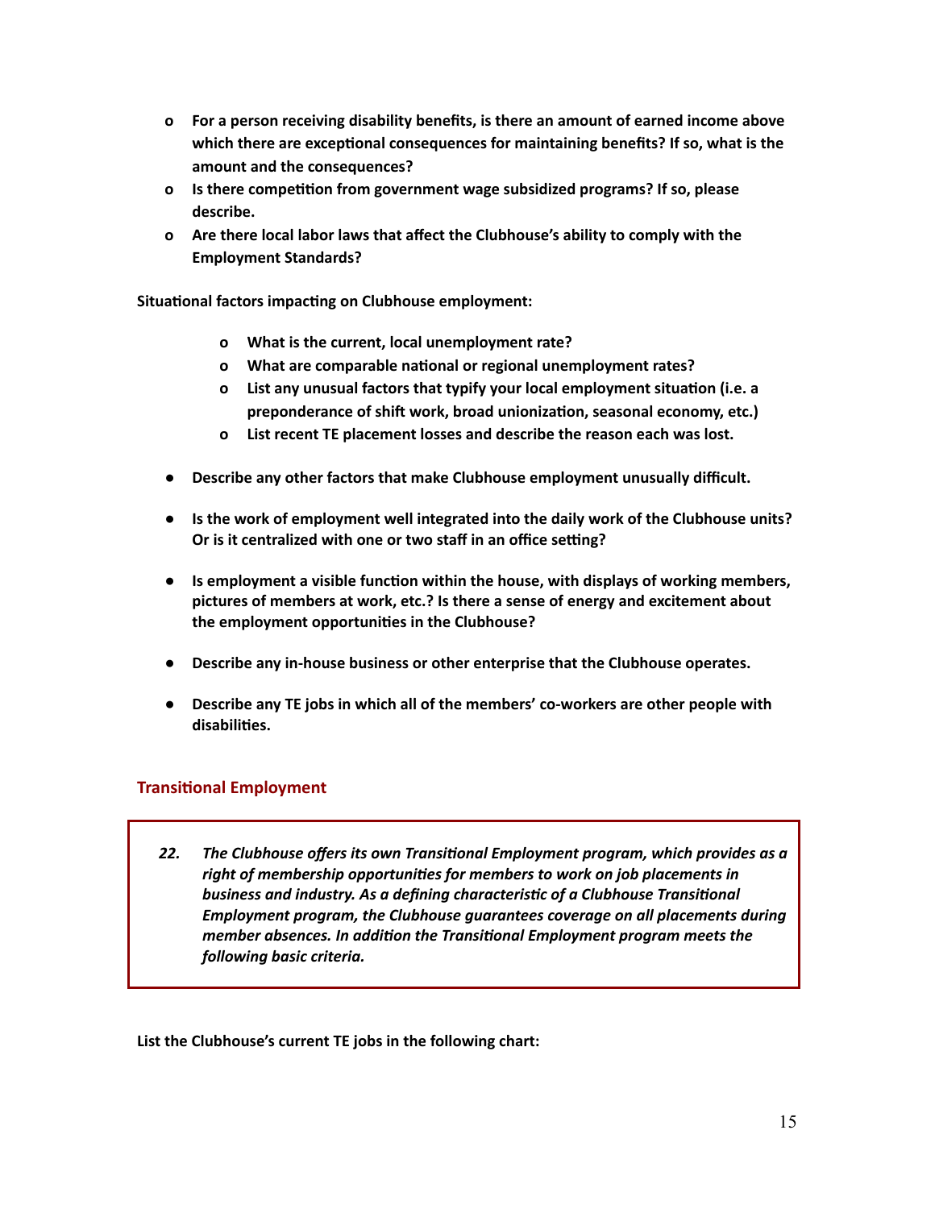- **For a person receiving disability benefits, is there an amount of earned income above which there are exceptional consequences for maintaining benefits? If so, what is the amount and the consequences?**
- **Is there competition from government wage subsidized programs? If so, please describe.**
- **Are there local labor laws that affect the Clubhouse's ability to comply with the Employment Standards?**

**Situational factors impacting on Clubhouse employment:**

- **What is the current, local unemployment rate?**
- **What are comparable national or regional unemployment rates?**
- **List any unusual factors that typify your local employment situation (i.e. a preponderance of shift work, broad unionization, seasonal economy, etc.)**
- **List recent TE placement losses and describe the reason each was lost.**

- **Describe any other factors that make Clubhouse employment unusually difficult.**

- **Is the work of employment well integrated into the daily work of the Clubhouse units? Or is it centralized with one or two staff in an office setting?**

- **Is employment a visible function within the house, with displays of working members, pictures of members at work, etc.? Is there a sense of energy and excitement about the employment opportunities in the Clubhouse?**

- **Describe any in-house business or other enterprise that the Clubhouse operates.**

- **Describe any TE jobs in which all of the members' co-workers are other people with disabilities.**

## Transitional Employment

> ***22. The Clubhouse offers its own Transitional Employment program, which provides as a right of membership opportunities for members to work on job placements in business and industry. As a defining characteristic of a Clubhouse Transitional Employment program, the Clubhouse guarantees coverage on all placements during member absences. In addition the Transitional Employment program meets the following basic criteria.***

**List the Clubhouse's current TE jobs in the following chart:**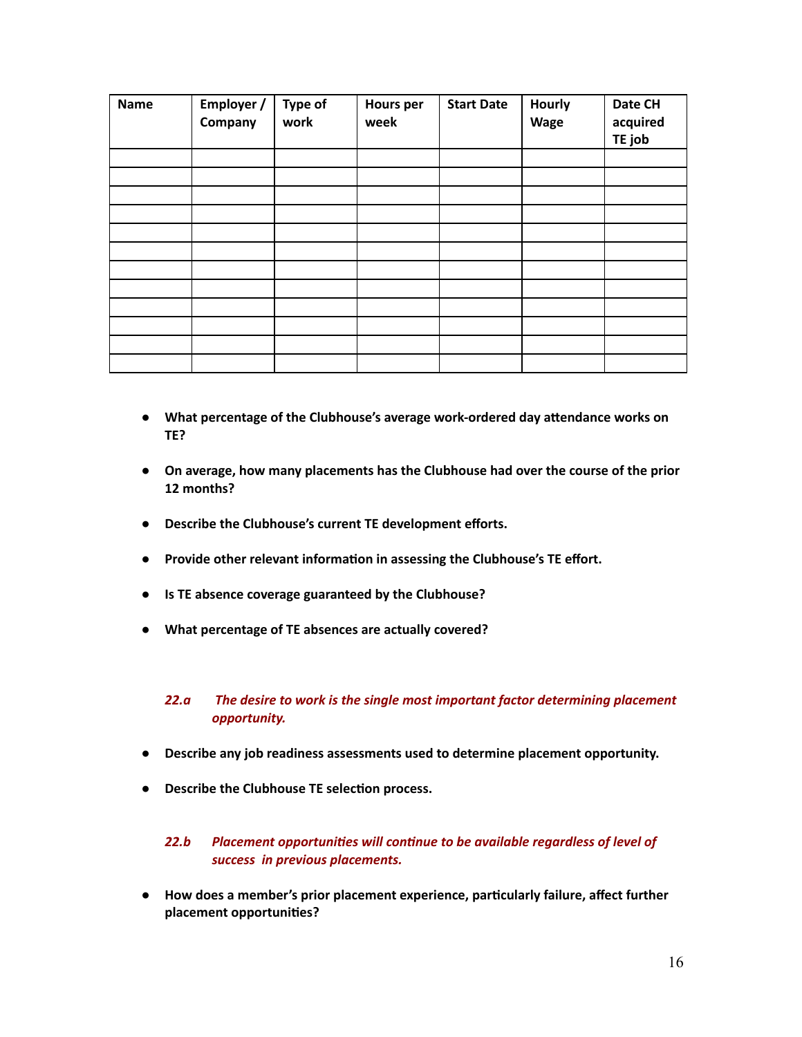| Name | Employer / Company | Type of work | Hours per week | Start Date | Hourly Wage | Date CH acquired TE job |
|---|---|---|---|---|---|---|
| | | | | | | |
| | | | | | | |
| | | | | | | |
| | | | | | | |
| | | | | | | |
| | | | | | | |
| | | | | | | |
| | | | | | | |
| | | | | | | |
| | | | | | | |
| | | | | | | |
| | | | | | | |

- **What percentage of the Clubhouse's average work-ordered day attendance works on TE?**
- **On average, how many placements has the Clubhouse had over the course of the prior 12 months?**
- **Describe the Clubhouse's current TE development efforts.**
- **Provide other relevant information in assessing the Clubhouse's TE effort.**
- **Is TE absence coverage guaranteed by the Clubhouse?**
- **What percentage of TE absences are actually covered?**

***22.a The desire to work is the single most important factor determining placement opportunity.***

- **Describe any job readiness assessments used to determine placement opportunity.**
- **Describe the Clubhouse TE selection process.**

***22.b Placement opportunities will continue to be available regardless of level of success in previous placements.***

- **How does a member's prior placement experience, particularly failure, affect further placement opportunities?**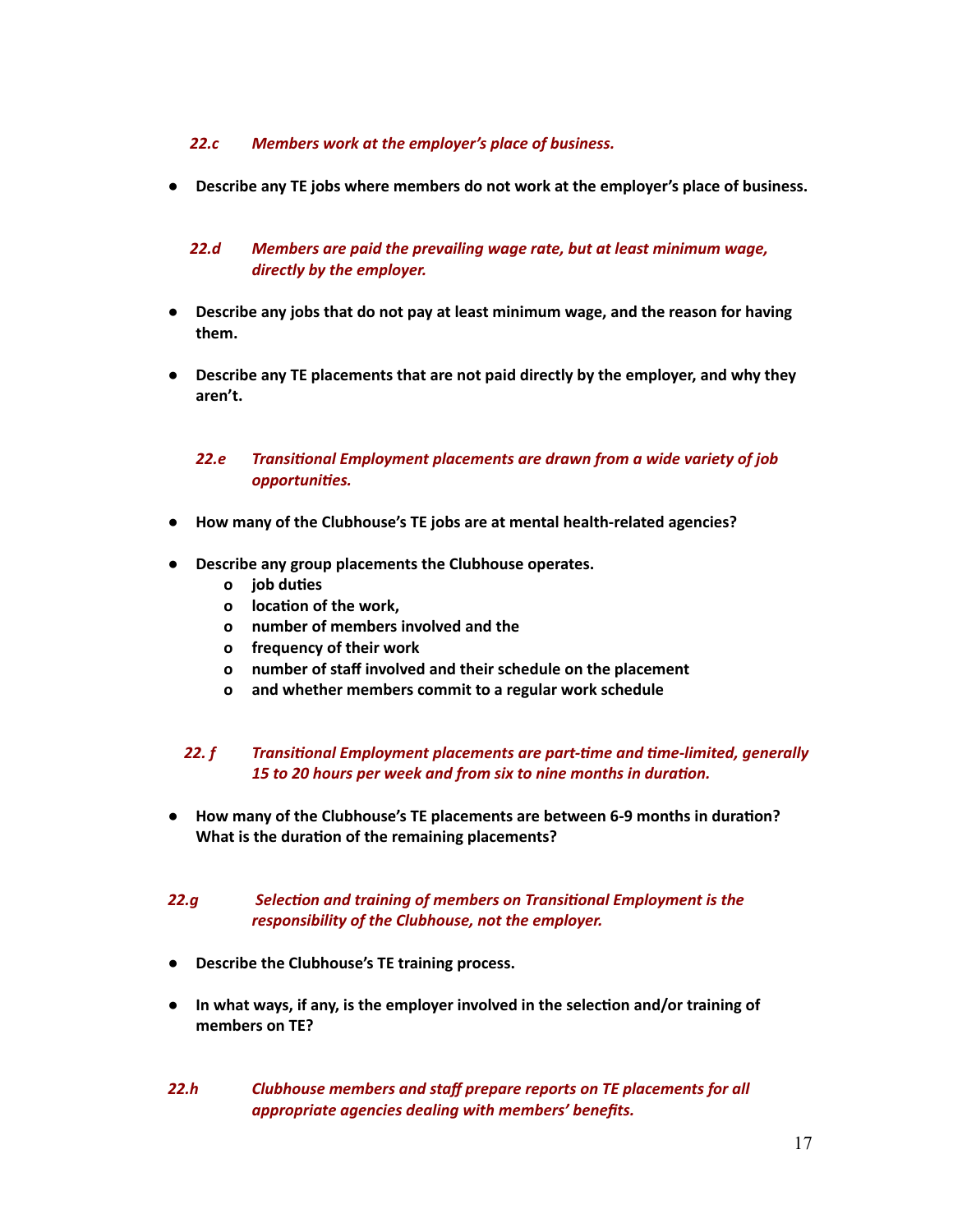***22.c Members work at the employer's place of business.***

- **Describe any TE jobs where members do not work at the employer's place of business.**

***22.d Members are paid the prevailing wage rate, but at least minimum wage, directly by the employer.***

- **Describe any jobs that do not pay at least minimum wage, and the reason for having them.**
- **Describe any TE placements that are not paid directly by the employer, and why they aren't.**

***22.e Transitional Employment placements are drawn from a wide variety of job opportunities.***

- **How many of the Clubhouse's TE jobs are at mental health-related agencies?**
- **Describe any group placements the Clubhouse operates.**
  - **job duties**
  - **location of the work,**
  - **number of members involved and the**
  - **frequency of their work**
  - **number of staff involved and their schedule on the placement**
  - **and whether members commit to a regular work schedule**

***22. f Transitional Employment placements are part-time and time-limited, generally 15 to 20 hours per week and from six to nine months in duration.***

- **How many of the Clubhouse's TE placements are between 6-9 months in duration? What is the duration of the remaining placements?**

***22.g Selection and training of members on Transitional Employment is the responsibility of the Clubhouse, not the employer.***

- **Describe the Clubhouse's TE training process.**
- **In what ways, if any, is the employer involved in the selection and/or training of members on TE?**

***22.h Clubhouse members and staff prepare reports on TE placements for all appropriate agencies dealing with members' benefits.***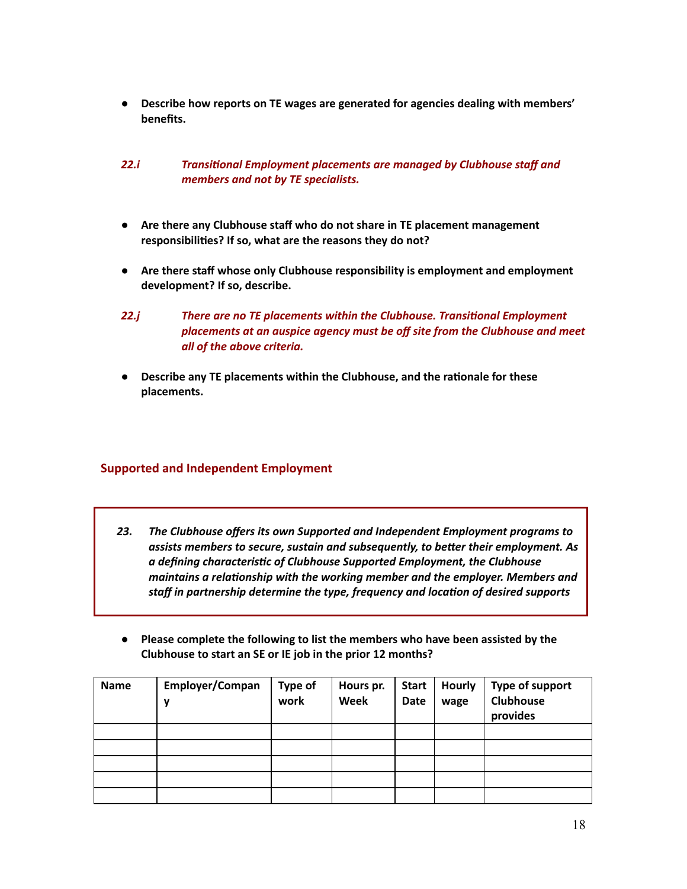- **Describe how reports on TE wages are generated for agencies dealing with members' benefits.**

***22.i Transitional Employment placements are managed by Clubhouse staff and members and not by TE specialists.***

- **Are there any Clubhouse staff who do not share in TE placement management responsibilities? If so, what are the reasons they do not?**
- **Are there staff whose only Clubhouse responsibility is employment and employment development? If so, describe.**

***22.j There are no TE placements within the Clubhouse. Transitional Employment placements at an auspice agency must be off site from the Clubhouse and meet all of the above criteria.***

- **Describe any TE placements within the Clubhouse, and the rationale for these placements.**

## Supported and Independent Employment

***23. The Clubhouse offers its own Supported and Independent Employment programs to assists members to secure, sustain and subsequently, to better their employment. As a defining characteristic of Clubhouse Supported Employment, the Clubhouse maintains a relationship with the working member and the employer. Members and staff in partnership determine the type, frequency and location of desired supports***

- **Please complete the following to list the members who have been assisted by the Clubhouse to start an SE or IE job in the prior 12 months?**

| Name | Employer/Company | Type of work | Hours pr. Week | Start Date | Hourly wage | Type of support Clubhouse provides |
|---|---|---|---|---|---|---|
| | | | | | | |
| | | | | | | |
| | | | | | | |
| | | | | | | |
| | | | | | | |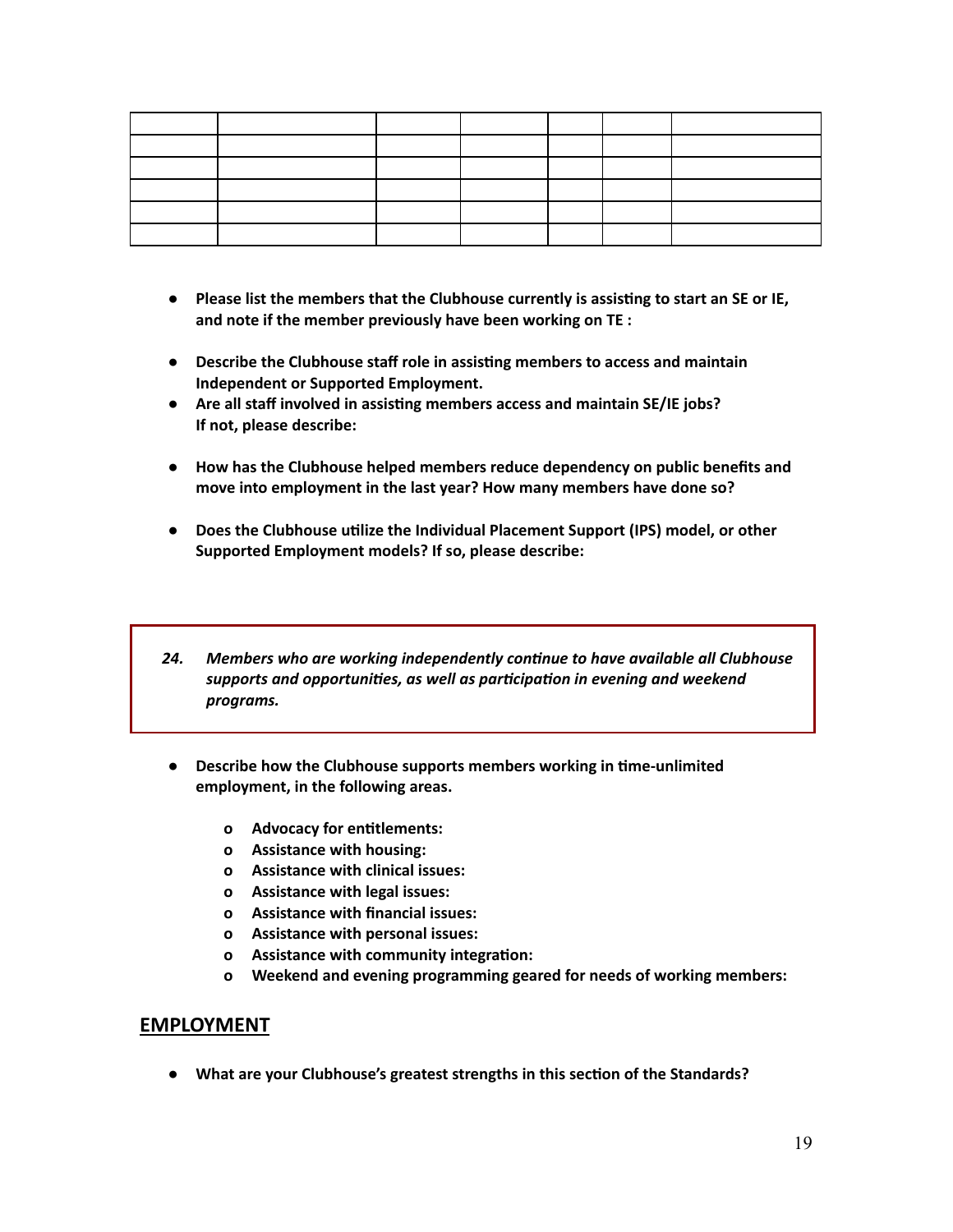| | | | | | | |
|---|---|---|---|---|---|---|
| | | | | | | |
| | | | | | | |
| | | | | | | |
| | | | | | | |
| | | | | | | |

- **Please list the members that the Clubhouse currently is assisting to start an SE or IE, and note if the member previously have been working on TE :**

- **Describe the Clubhouse staff role in assisting members to access and maintain Independent or Supported Employment.**
- **Are all staff involved in assisting members access and maintain SE/IE jobs? If not, please describe:**

- **How has the Clubhouse helped members reduce dependency on public benefits and move into employment in the last year? How many members have done so?**

- **Does the Clubhouse utilize the Individual Placement Support (IPS) model, or other Supported Employment models? If so, please describe:**

> ***24. Members who are working independently continue to have available all Clubhouse supports and opportunities, as well as participation in evening and weekend programs.***

- **Describe how the Clubhouse supports members working in time-unlimited employment, in the following areas.**
  - **Advocacy for entitlements:**
  - **Assistance with housing:**
  - **Assistance with clinical issues:**
  - **Assistance with legal issues:**
  - **Assistance with financial issues:**
  - **Assistance with personal issues:**
  - **Assistance with community integration:**
  - **Weekend and evening programming geared for needs of working members:**

## EMPLOYMENT

- **What are your Clubhouse's greatest strengths in this section of the Standards?**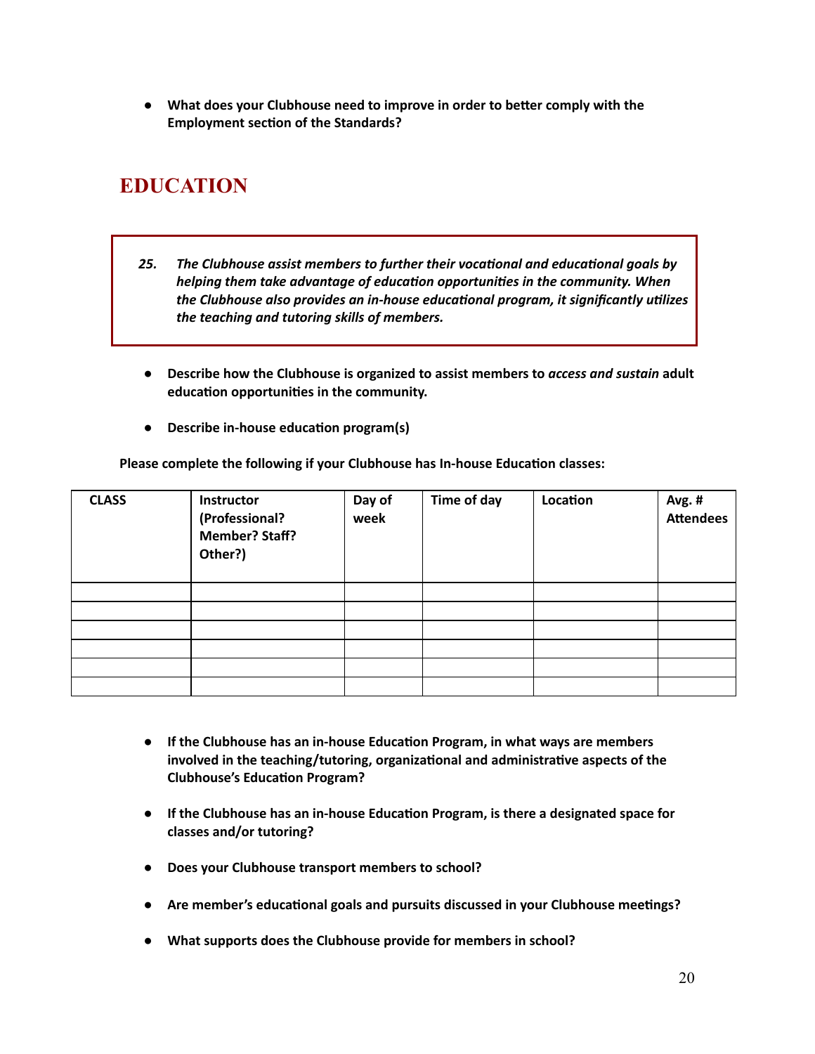- **What does your Clubhouse need to improve in order to better comply with the Employment section of the Standards?**

## EDUCATION

> ***25.*** ***The Clubhouse assist members to further their vocational and educational goals by helping them take advantage of education opportunities in the community. When the Clubhouse also provides an in-house educational program, it significantly utilizes the teaching and tutoring skills of members.***

- **Describe how the Clubhouse is organized to assist members to *access and sustain* adult education opportunities in the community.**
- **Describe in-house education program(s)**

**Please complete the following if your Clubhouse has In-house Education classes:**

| CLASS | Instructor (Professional? Member? Staff? Other?) | Day of week | Time of day | Location | Avg. # Attendees |
|---|---|---|---|---|---|
| | | | | | |
| | | | | | |
| | | | | | |
| | | | | | |
| | | | | | |
| | | | | | |

- **If the Clubhouse has an in-house Education Program, in what ways are members involved in the teaching/tutoring, organizational and administrative aspects of the Clubhouse's Education Program?**
- **If the Clubhouse has an in-house Education Program, is there a designated space for classes and/or tutoring?**
- **Does your Clubhouse transport members to school?**
- **Are member's educational goals and pursuits discussed in your Clubhouse meetings?**
- **What supports does the Clubhouse provide for members in school?**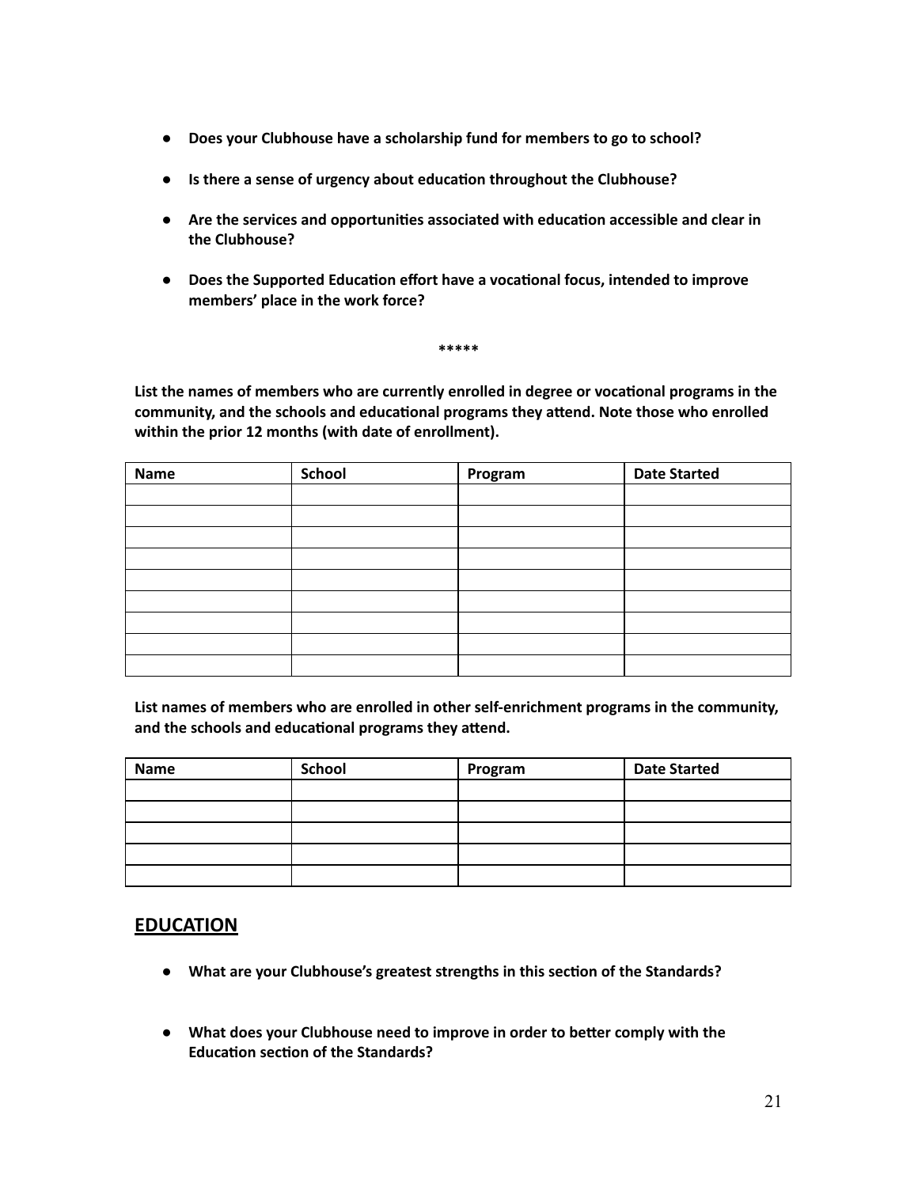- **Does your Clubhouse have a scholarship fund for members to go to school?**

- **Is there a sense of urgency about education throughout the Clubhouse?**

- **Are the services and opportunities associated with education accessible and clear in the Clubhouse?**

- **Does the Supported Education effort have a vocational focus, intended to improve members' place in the work force?**

**\*\*\*\*\***

**List the names of members who are currently enrolled in degree or vocational programs in the community, and the schools and educational programs they attend. Note those who enrolled within the prior 12 months (with date of enrollment).**

| Name | School | Program | Date Started |
|---|---|---|---|
| | | | |
| | | | |
| | | | |
| | | | |
| | | | |
| | | | |
| | | | |
| | | | |
| | | | |

**List names of members who are enrolled in other self-enrichment programs in the community, and the schools and educational programs they attend.**

| Name | School | Program | Date Started |
|---|---|---|---|
| | | | |
| | | | |
| | | | |
| | | | |
| | | | |

## EDUCATION

- **What are your Clubhouse's greatest strengths in this section of the Standards?**

- **What does your Clubhouse need to improve in order to better comply with the Education section of the Standards?**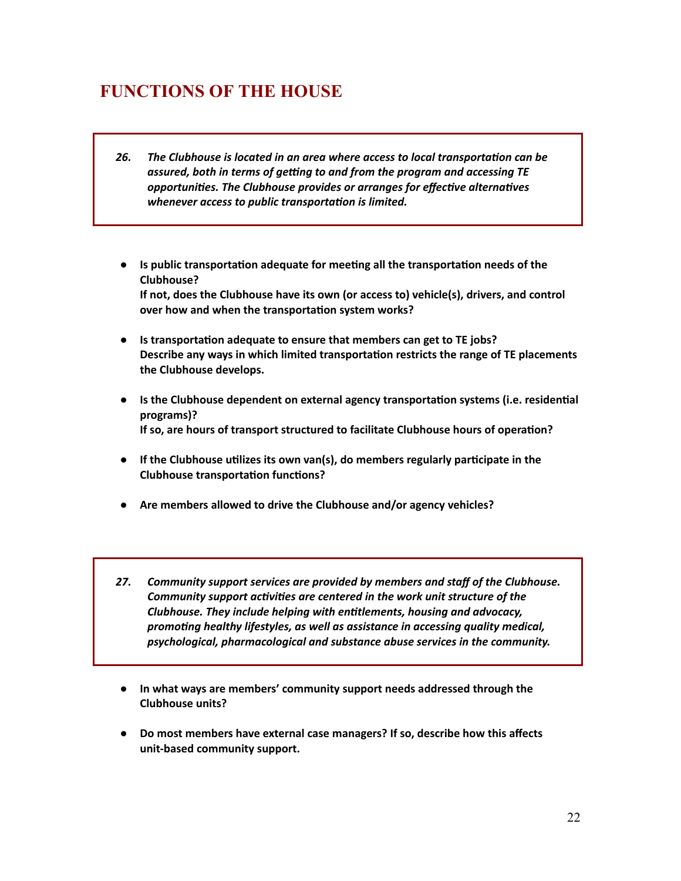# FUNCTIONS OF THE HOUSE

> ***26. The Clubhouse is located in an area where access to local transportation can be assured, both in terms of getting to and from the program and accessing TE opportunities. The Clubhouse provides or arranges for effective alternatives whenever access to public transportation is limited.***

- **Is public transportation adequate for meeting all the transportation needs of the Clubhouse?**
  **If not, does the Clubhouse have its own (or access to) vehicle(s), drivers, and control over how and when the transportation system works?**
- **Is transportation adequate to ensure that members can get to TE jobs?**
  **Describe any ways in which limited transportation restricts the range of TE placements the Clubhouse develops.**
- **Is the Clubhouse dependent on external agency transportation systems (i.e. residential programs)?**
  **If so, are hours of transport structured to facilitate Clubhouse hours of operation?**
- **If the Clubhouse utilizes its own van(s), do members regularly participate in the Clubhouse transportation functions?**
- **Are members allowed to drive the Clubhouse and/or agency vehicles?**

> ***27. Community support services are provided by members and staff of the Clubhouse. Community support activities are centered in the work unit structure of the Clubhouse. They include helping with entitlements, housing and advocacy, promoting healthy lifestyles, as well as assistance in accessing quality medical, psychological, pharmacological and substance abuse services in the community.***

- **In what ways are members' community support needs addressed through the Clubhouse units?**
- **Do most members have external case managers? If so, describe how this affects unit-based community support.**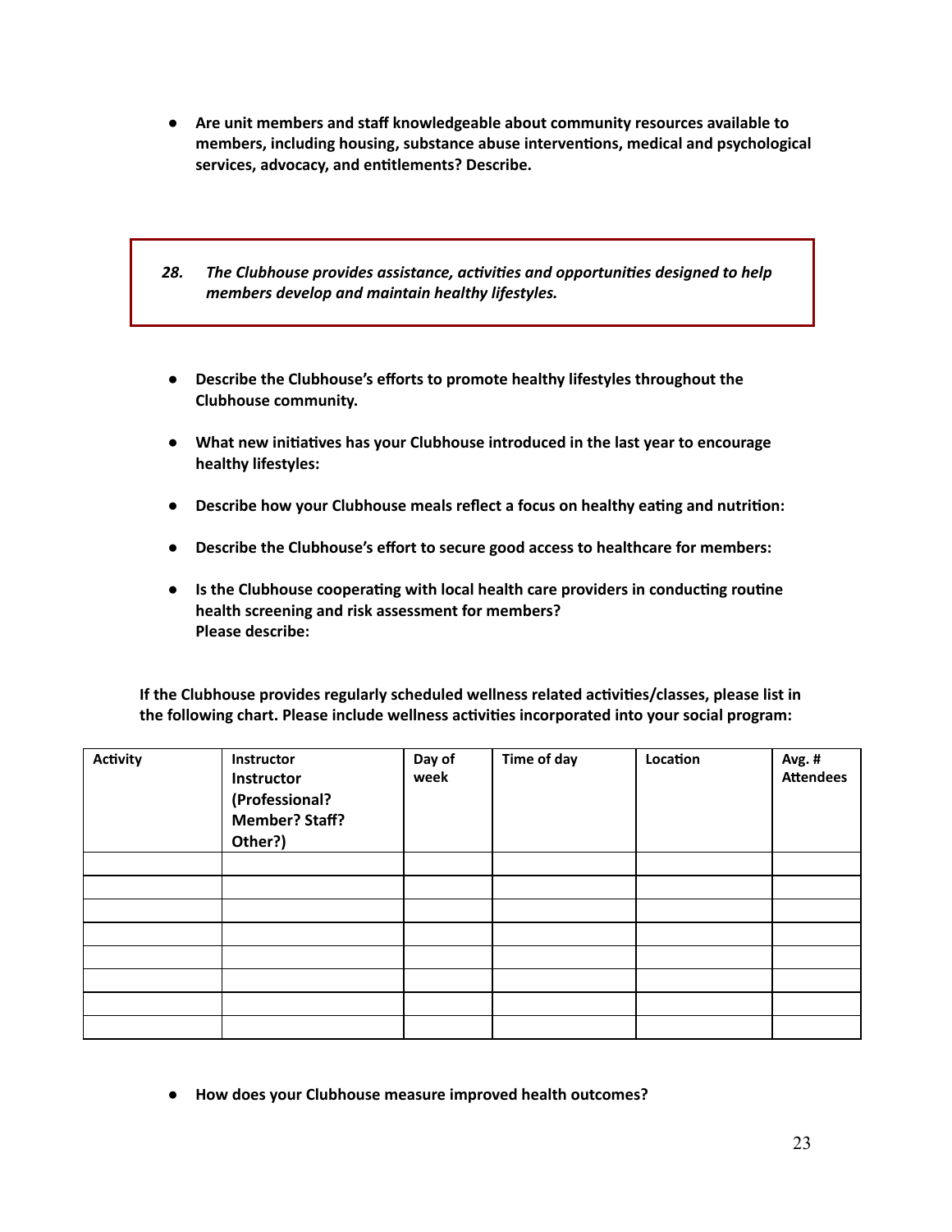- **Are unit members and staff knowledgeable about community resources available to members, including housing, substance abuse interventions, medical and psychological services, advocacy, and entitlements? Describe.**

***28. The Clubhouse provides assistance, activities and opportunities designed to help members develop and maintain healthy lifestyles.***

- **Describe the Clubhouse's efforts to promote healthy lifestyles throughout the Clubhouse community.**
- **What new initiatives has your Clubhouse introduced in the last year to encourage healthy lifestyles:**
- **Describe how your Clubhouse meals reflect a focus on healthy eating and nutrition:**
- **Describe the Clubhouse's effort to secure good access to healthcare for members:**
- **Is the Clubhouse cooperating with local health care providers in conducting routine health screening and risk assessment for members?**
  **Please describe:**

**If the Clubhouse provides regularly scheduled wellness related activities/classes, please list in the following chart. Please include wellness activities incorporated into your social program:**

| Activity | Instructor Instructor (Professional? Member? Staff? Other?) | Day of week | Time of day | Location | Avg. # Attendees |
|---|---|---|---|---|---|
| | | | | | |
| | | | | | |
| | | | | | |
| | | | | | |
| | | | | | |
| | | | | | |
| | | | | | |
| | | | | | |

- **How does your Clubhouse measure improved health outcomes?**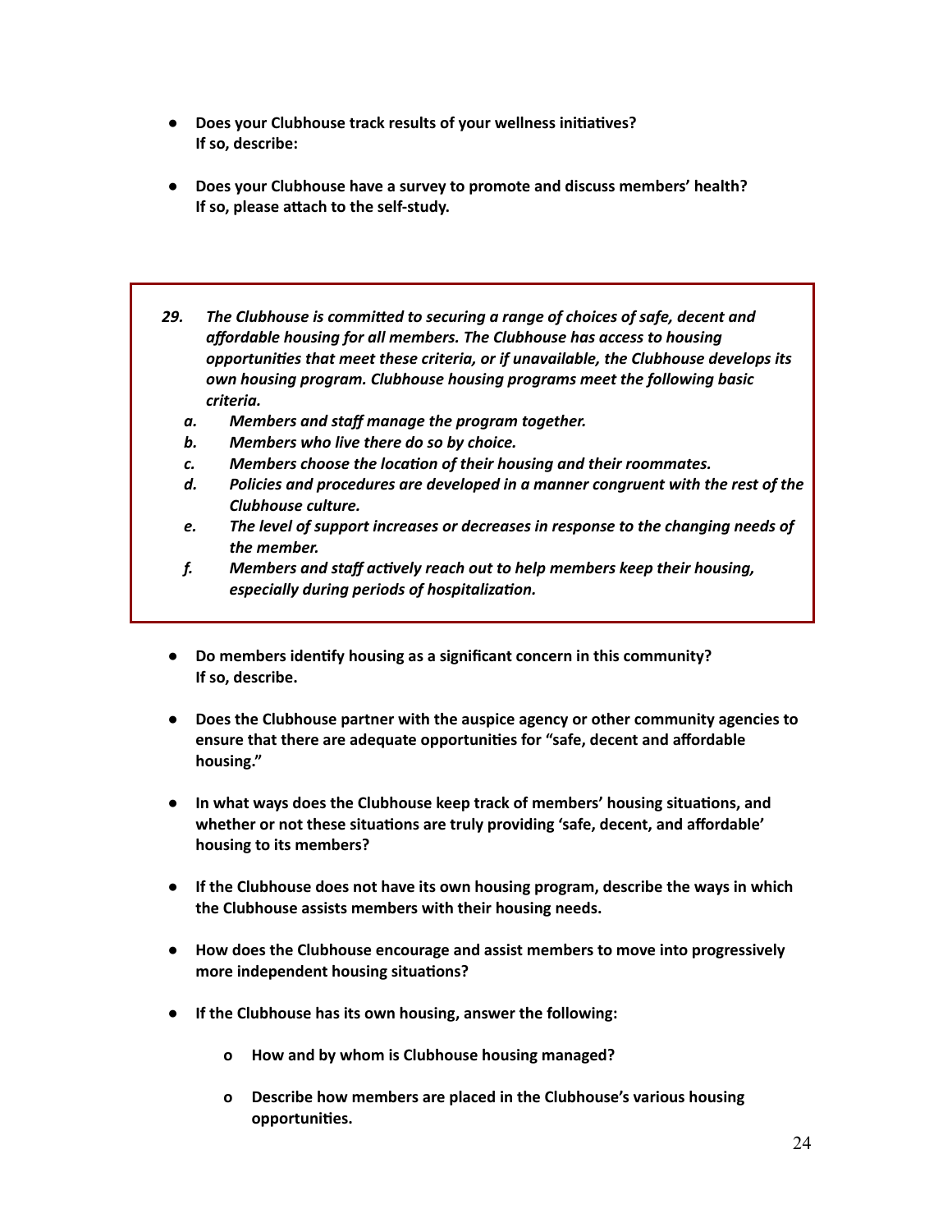- **Does your Clubhouse track results of your wellness initiatives?**
  **If so, describe:**

- **Does your Clubhouse have a survey to promote and discuss members' health?**
  **If so, please attach to the self-study.**

***29. The Clubhouse is committed to securing a range of choices of safe, decent and affordable housing for all members. The Clubhouse has access to housing opportunities that meet these criteria, or if unavailable, the Clubhouse develops its own housing program. Clubhouse housing programs meet the following basic criteria.***

- ***a. Members and staff manage the program together.***
- ***b. Members who live there do so by choice.***
- ***c. Members choose the location of their housing and their roommates.***
- ***d. Policies and procedures are developed in a manner congruent with the rest of the Clubhouse culture.***
- ***e. The level of support increases or decreases in response to the changing needs of the member.***
- ***f. Members and staff actively reach out to help members keep their housing, especially during periods of hospitalization.***

- **Do members identify housing as a significant concern in this community?**
  **If so, describe.**

- **Does the Clubhouse partner with the auspice agency or other community agencies to ensure that there are adequate opportunities for "safe, decent and affordable housing."**

- **In what ways does the Clubhouse keep track of members' housing situations, and whether or not these situations are truly providing 'safe, decent, and affordable' housing to its members?**

- **If the Clubhouse does not have its own housing program, describe the ways in which the Clubhouse assists members with their housing needs.**

- **How does the Clubhouse encourage and assist members to move into progressively more independent housing situations?**

- **If the Clubhouse has its own housing, answer the following:**

  - **How and by whom is Clubhouse housing managed?**

  - **Describe how members are placed in the Clubhouse's various housing opportunities.**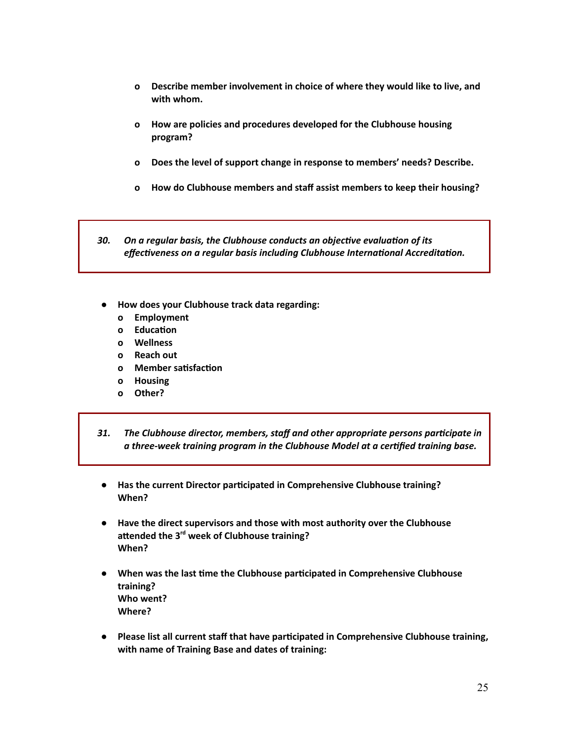- **Describe member involvement in choice of where they would like to live, and with whom.**

- **How are policies and procedures developed for the Clubhouse housing program?**

- **Does the level of support change in response to members' needs? Describe.**

- **How do Clubhouse members and staff assist members to keep their housing?**

> ***30. On a regular basis, the Clubhouse conducts an objective evaluation of its effectiveness on a regular basis including Clubhouse International Accreditation.***

- **How does your Clubhouse track data regarding:**
  - **Employment**
  - **Education**
  - **Wellness**
  - **Reach out**
  - **Member satisfaction**
  - **Housing**
  - **Other?**

> ***31. The Clubhouse director, members, staff and other appropriate persons participate in a three-week training program in the Clubhouse Model at a certified training base.***

- **Has the current Director participated in Comprehensive Clubhouse training?**
  **When?**

- **Have the direct supervisors and those with most authority over the Clubhouse attended the 3rd week of Clubhouse training?**
  **When?**

- **When was the last time the Clubhouse participated in Comprehensive Clubhouse training?**
  **Who went?**
  **Where?**

- **Please list all current staff that have participated in Comprehensive Clubhouse training, with name of Training Base and dates of training:**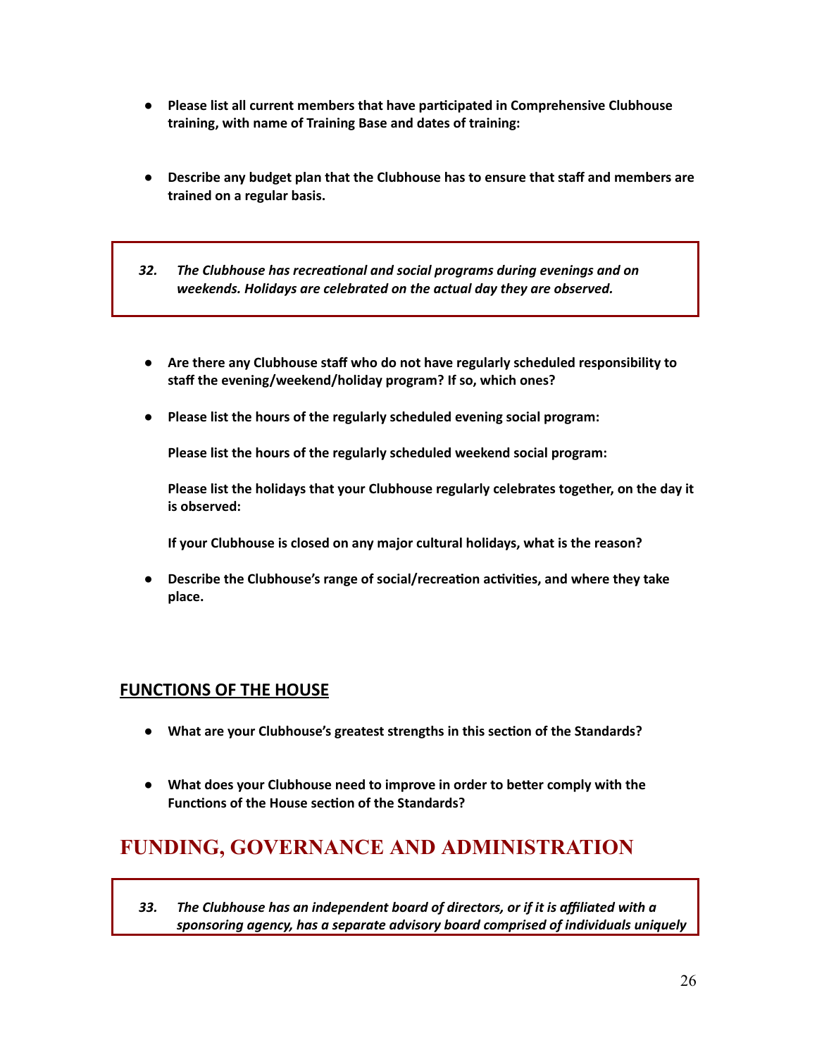- **Please list all current members that have participated in Comprehensive Clubhouse training, with name of Training Base and dates of training:**

- **Describe any budget plan that the Clubhouse has to ensure that staff and members are trained on a regular basis.**

> ***32. The Clubhouse has recreational and social programs during evenings and on weekends. Holidays are celebrated on the actual day they are observed.***

- **Are there any Clubhouse staff who do not have regularly scheduled responsibility to staff the evening/weekend/holiday program? If so, which ones?**

- **Please list the hours of the regularly scheduled evening social program:**

  **Please list the hours of the regularly scheduled weekend social program:**

  **Please list the holidays that your Clubhouse regularly celebrates together, on the day it is observed:**

  **If your Clubhouse is closed on any major cultural holidays, what is the reason?**

- **Describe the Clubhouse's range of social/recreation activities, and where they take place.**

### FUNCTIONS OF THE HOUSE

- **What are your Clubhouse's greatest strengths in this section of the Standards?**

- **What does your Clubhouse need to improve in order to better comply with the Functions of the House section of the Standards?**

## FUNDING, GOVERNANCE AND ADMINISTRATION

> ***33. The Clubhouse has an independent board of directors, or if it is affiliated with a sponsoring agency, has a separate advisory board comprised of individuals uniquely***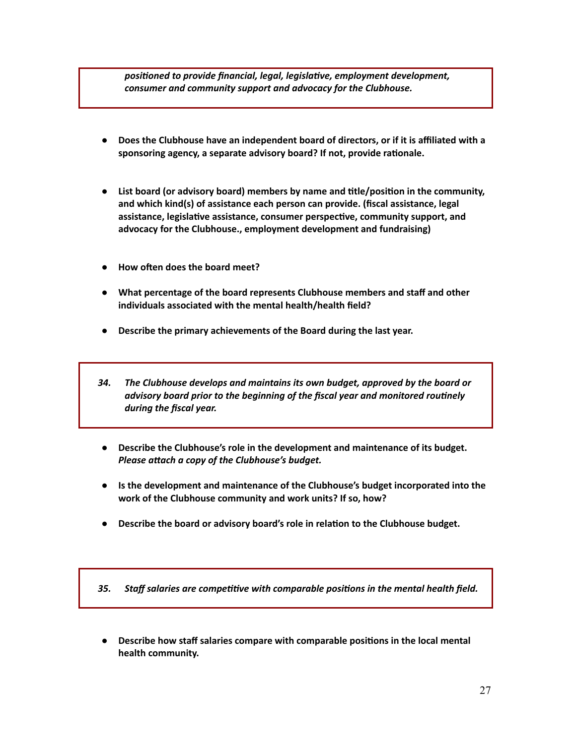*positioned to provide financial, legal, legislative, employment development, consumer and community support and advocacy for the Clubhouse.*

- **Does the Clubhouse have an independent board of directors, or if it is affiliated with a sponsoring agency, a separate advisory board? If not, provide rationale.**

- **List board (or advisory board) members by name and title/position in the community, and which kind(s) of assistance each person can provide. (fiscal assistance, legal assistance, legislative assistance, consumer perspective, community support, and advocacy for the Clubhouse., employment development and fundraising)**

- **How often does the board meet?**

- **What percentage of the board represents Clubhouse members and staff and other individuals associated with the mental health/health field?**

- **Describe the primary achievements of the Board during the last year.**

***34. The Clubhouse develops and maintains its own budget, approved by the board or advisory board prior to the beginning of the fiscal year and monitored routinely during the fiscal year.***

- **Describe the Clubhouse's role in the development and maintenance of its budget.** ***Please attach a copy of the Clubhouse's budget.***

- **Is the development and maintenance of the Clubhouse's budget incorporated into the work of the Clubhouse community and work units? If so, how?**

- **Describe the board or advisory board's role in relation to the Clubhouse budget.**

***35. Staff salaries are competitive with comparable positions in the mental health field.***

- **Describe how staff salaries compare with comparable positions in the local mental health community.**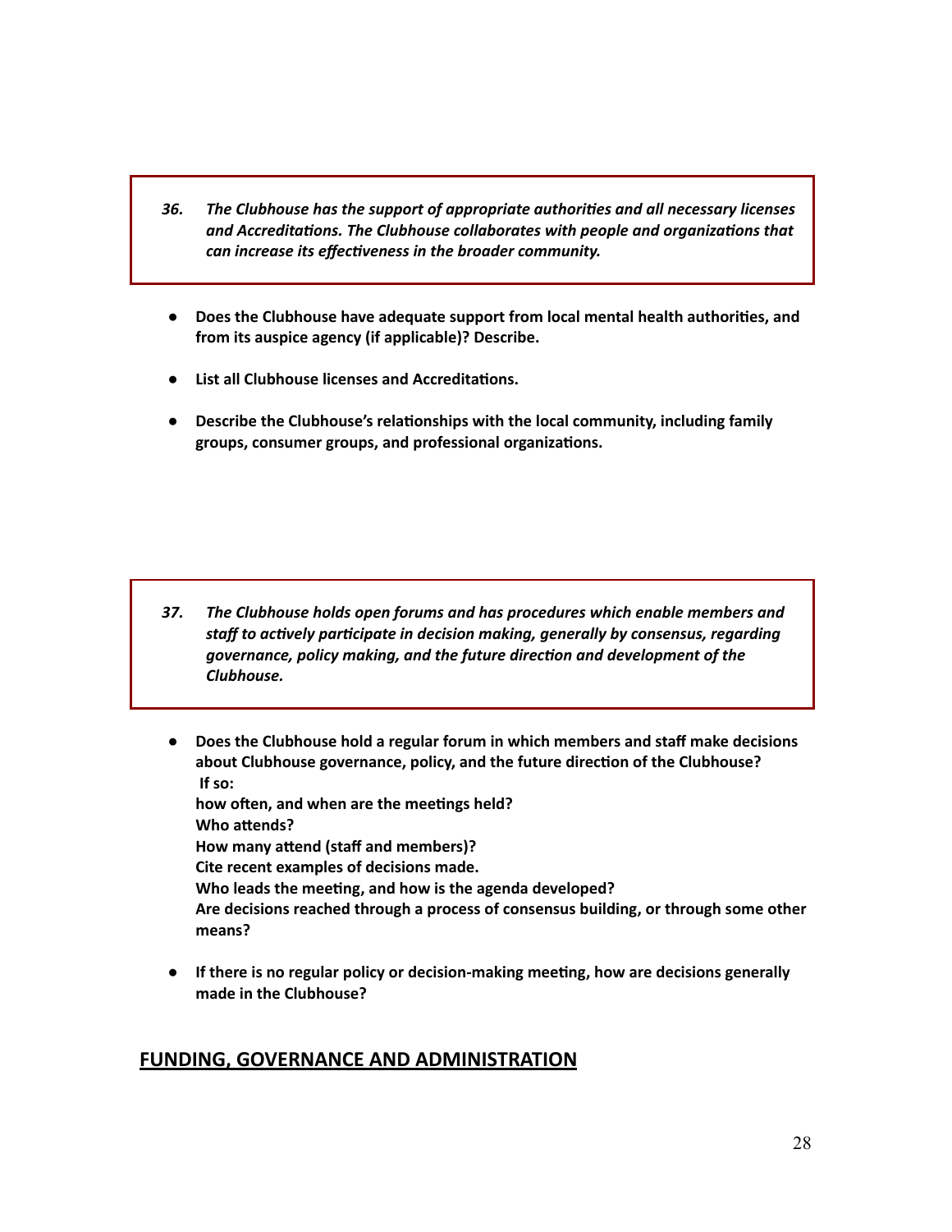***36. The Clubhouse has the support of appropriate authorities and all necessary licenses and Accreditations. The Clubhouse collaborates with people and organizations that can increase its effectiveness in the broader community.***

- **Does the Clubhouse have adequate support from local mental health authorities, and from its auspice agency (if applicable)? Describe.**
- **List all Clubhouse licenses and Accreditations.**
- **Describe the Clubhouse's relationships with the local community, including family groups, consumer groups, and professional organizations.**

***37. The Clubhouse holds open forums and has procedures which enable members and staff to actively participate in decision making, generally by consensus, regarding governance, policy making, and the future direction and development of the Clubhouse.***

- **Does the Clubhouse hold a regular forum in which members and staff make decisions about Clubhouse governance, policy, and the future direction of the Clubhouse?**
  **If so:**
  **how often, and when are the meetings held?**
  **Who attends?**
  **How many attend (staff and members)?**
  **Cite recent examples of decisions made.**
  **Who leads the meeting, and how is the agenda developed?**
  **Are decisions reached through a process of consensus building, or through some other means?**
- **If there is no regular policy or decision-making meeting, how are decisions generally made in the Clubhouse?**

## FUNDING, GOVERNANCE AND ADMINISTRATION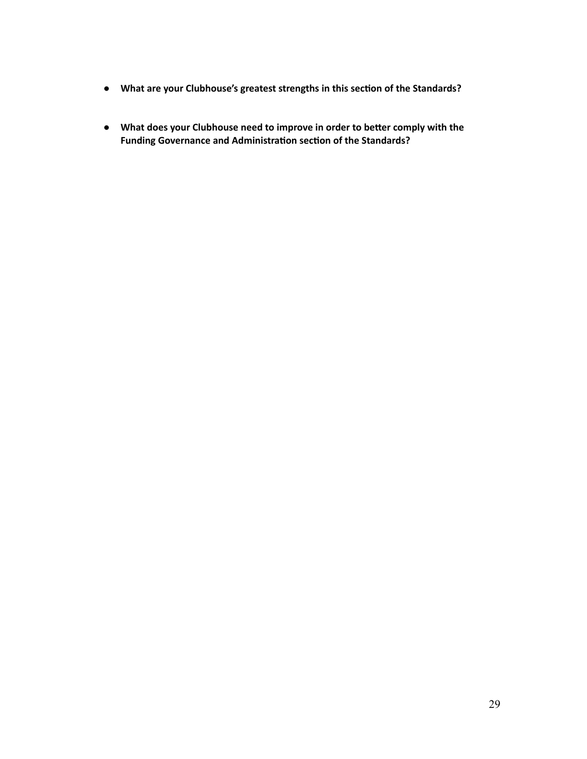- **What are your Clubhouse's greatest strengths in this section of the Standards?**

- **What does your Clubhouse need to improve in order to better comply with the Funding Governance and Administration section of the Standards?**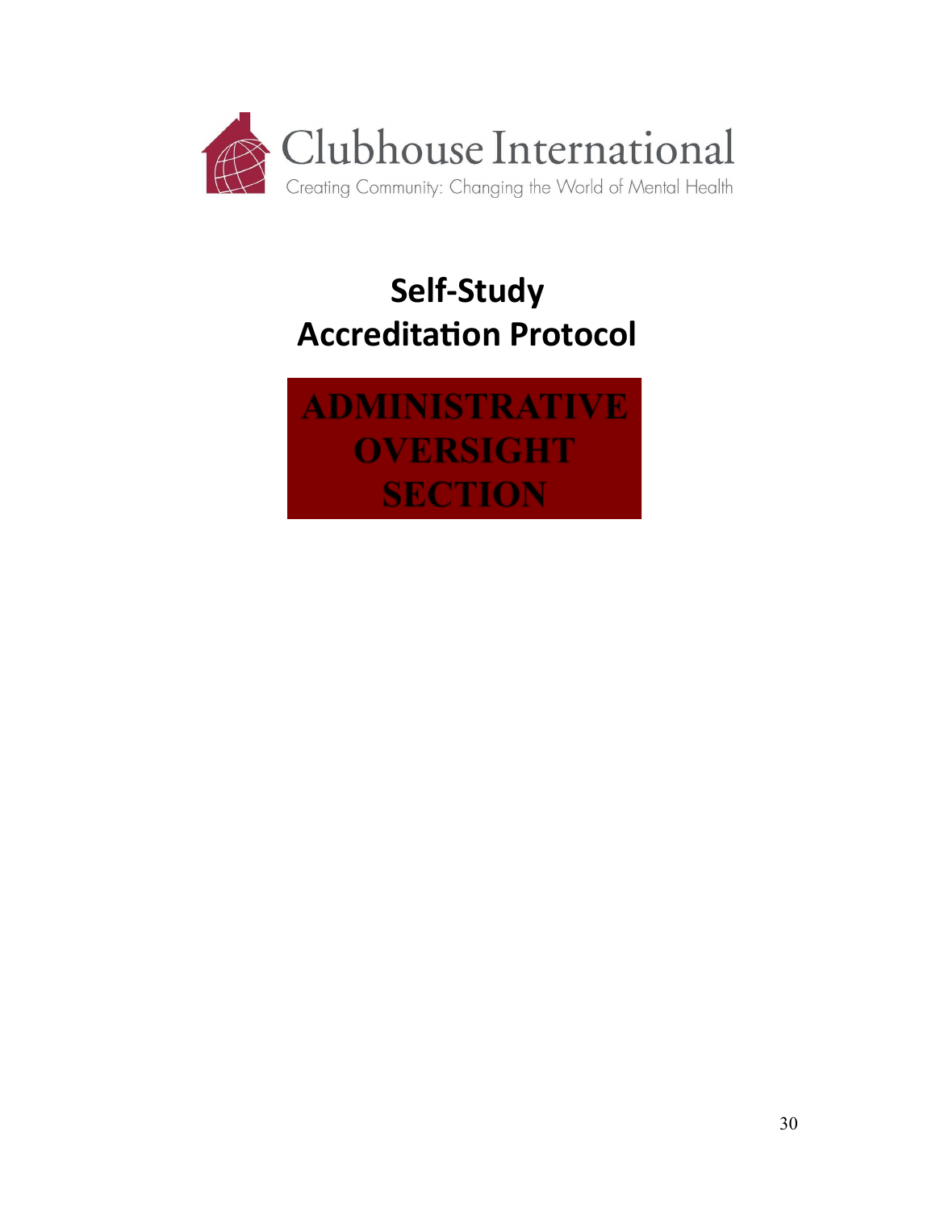Clubhouse International

Creating Community: Changing the World of Mental Health

# Self-Study Accreditation Protocol

## ADMINISTRATIVE OVERSIGHT SECTION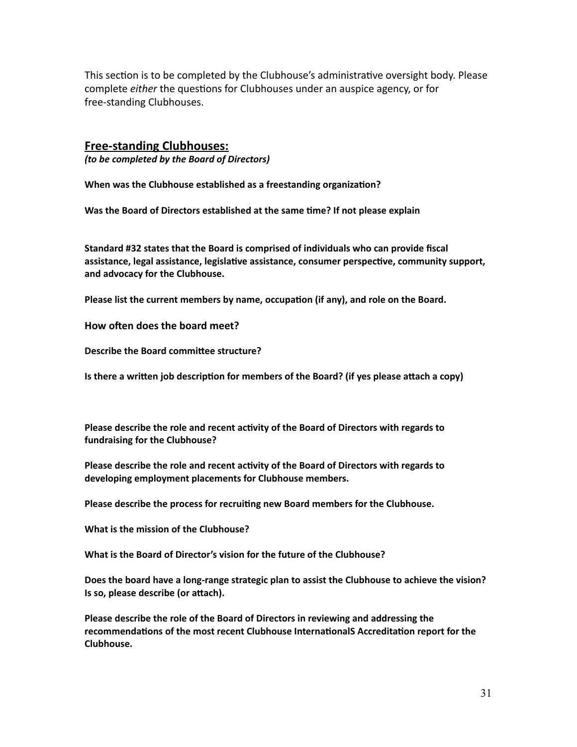This section is to be completed by the Clubhouse's administrative oversight body. Please complete *either* the questions for Clubhouses under an auspice agency, or for free-standing Clubhouses.

## Free-standing Clubhouses:

***(to be completed by the Board of Directors)***

**When was the Clubhouse established as a freestanding organization?**

**Was the Board of Directors established at the same time? If not please explain**

**Standard #32 states that the Board is comprised of individuals who can provide fiscal assistance, legal assistance, legislative assistance, consumer perspective, community support, and advocacy for the Clubhouse.**

**Please list the current members by name, occupation (if any), and role on the Board.**

**How often does the board meet?**

**Describe the Board committee structure?**

**Is there a written job description for members of the Board? (if yes please attach a copy)**

**Please describe the role and recent activity of the Board of Directors with regards to fundraising for the Clubhouse?**

**Please describe the role and recent activity of the Board of Directors with regards to developing employment placements for Clubhouse members.**

**Please describe the process for recruiting new Board members for the Clubhouse.**

**What is the mission of the Clubhouse?**

**What is the Board of Director's vision for the future of the Clubhouse?**

**Does the board have a long-range strategic plan to assist the Clubhouse to achieve the vision? Is so, please describe (or attach).**

**Please describe the role of the Board of Directors in reviewing and addressing the recommendations of the most recent Clubhouse InternationalS Accreditation report for the Clubhouse.**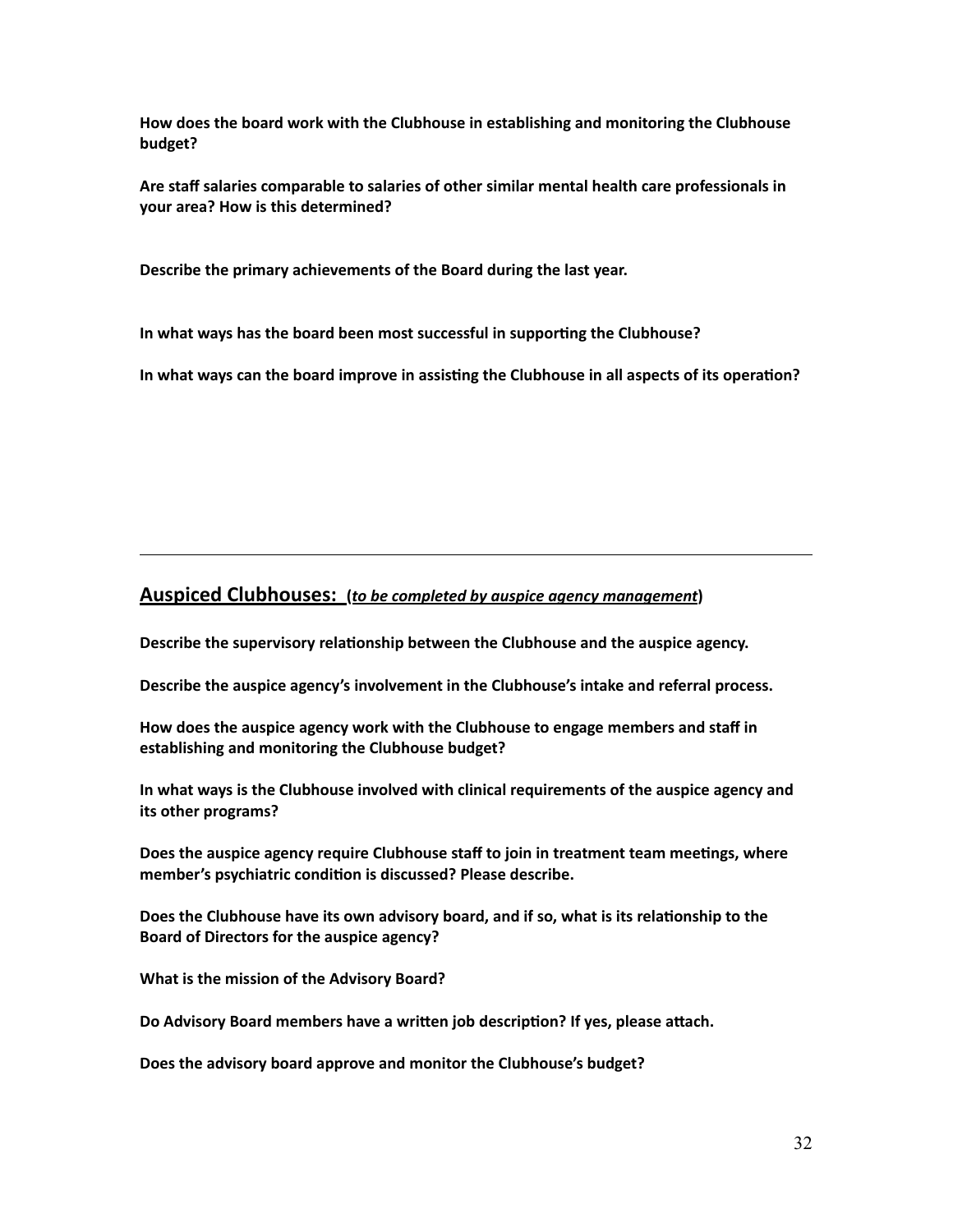**How does the board work with the Clubhouse in establishing and monitoring the Clubhouse budget?**

**Are staff salaries comparable to salaries of other similar mental health care professionals in your area? How is this determined?**

**Describe the primary achievements of the Board during the last year.**

**In what ways has the board been most successful in supporting the Clubhouse?**

**In what ways can the board improve in assisting the Clubhouse in all aspects of its operation?**

---

## <u>Auspiced Clubhouses:</u> (***<u>to be completed by auspice agency management</u>***)

**Describe the supervisory relationship between the Clubhouse and the auspice agency.**

**Describe the auspice agency's involvement in the Clubhouse's intake and referral process.**

**How does the auspice agency work with the Clubhouse to engage members and staff in establishing and monitoring the Clubhouse budget?**

**In what ways is the Clubhouse involved with clinical requirements of the auspice agency and its other programs?**

**Does the auspice agency require Clubhouse staff to join in treatment team meetings, where member's psychiatric condition is discussed? Please describe.**

**Does the Clubhouse have its own advisory board, and if so, what is its relationship to the Board of Directors for the auspice agency?**

**What is the mission of the Advisory Board?**

**Do Advisory Board members have a written job description? If yes, please attach.**

**Does the advisory board approve and monitor the Clubhouse's budget?**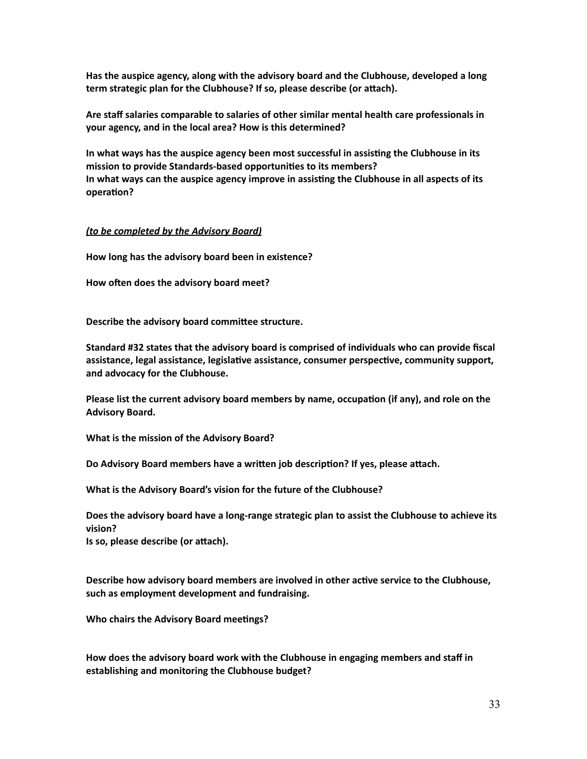**Has the auspice agency, along with the advisory board and the Clubhouse, developed a long term strategic plan for the Clubhouse? If so, please describe (or attach).**

**Are staff salaries comparable to salaries of other similar mental health care professionals in your agency, and in the local area? How is this determined?**

**In what ways has the auspice agency been most successful in assisting the Clubhouse in its mission to provide Standards-based opportunities to its members?**
**In what ways can the auspice agency improve in assisting the Clubhouse in all aspects of its operation?**

***(to be completed by the Advisory Board)***

**How long has the advisory board been in existence?**

**How often does the advisory board meet?**

**Describe the advisory board committee structure.**

**Standard #32 states that the advisory board is comprised of individuals who can provide fiscal assistance, legal assistance, legislative assistance, consumer perspective, community support, and advocacy for the Clubhouse.**

**Please list the current advisory board members by name, occupation (if any), and role on the Advisory Board.**

**What is the mission of the Advisory Board?**

**Do Advisory Board members have a written job description? If yes, please attach.**

**What is the Advisory Board's vision for the future of the Clubhouse?**

**Does the advisory board have a long-range strategic plan to assist the Clubhouse to achieve its vision?**
**Is so, please describe (or attach).**

**Describe how advisory board members are involved in other active service to the Clubhouse, such as employment development and fundraising.**

**Who chairs the Advisory Board meetings?**

**How does the advisory board work with the Clubhouse in engaging members and staff in establishing and monitoring the Clubhouse budget?**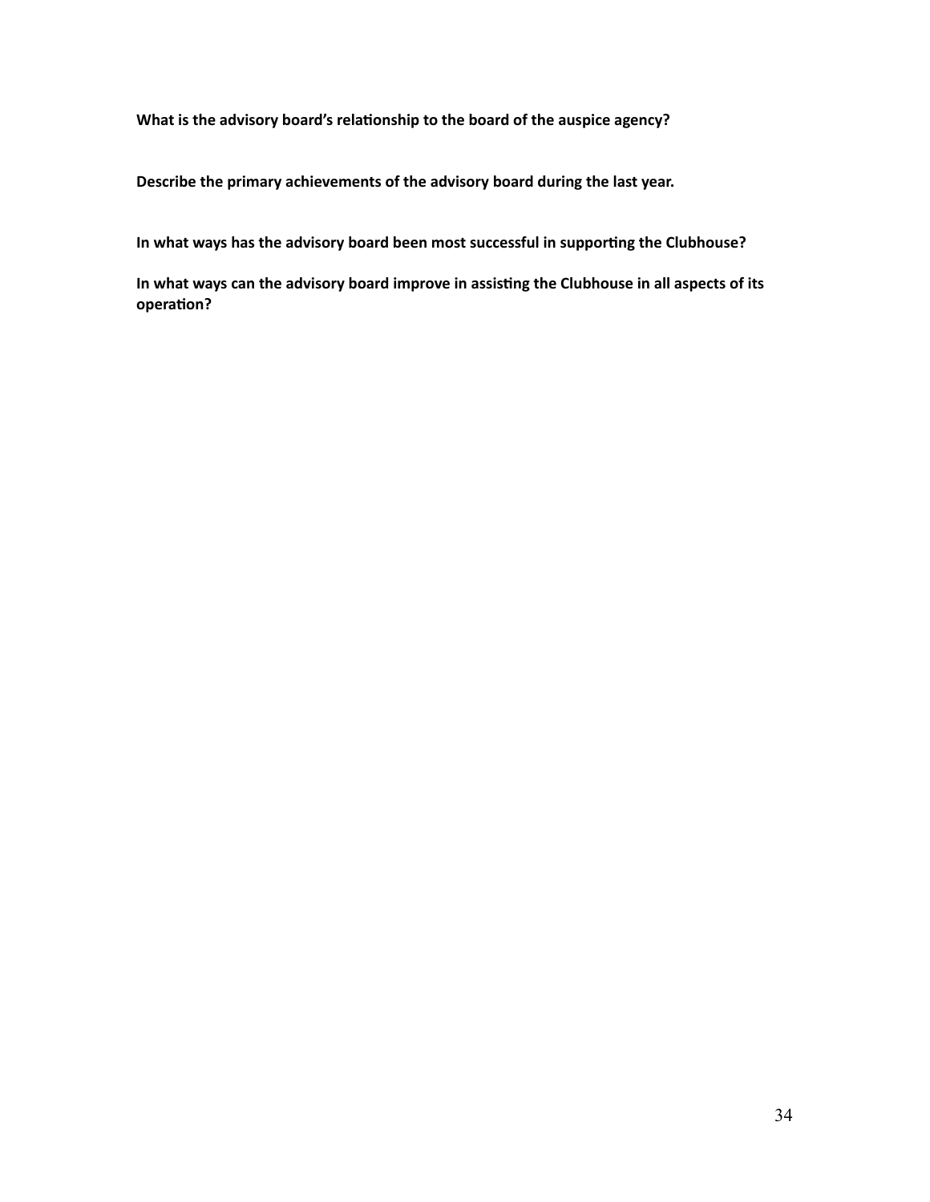**What is the advisory board's relationship to the board of the auspice agency?**

**Describe the primary achievements of the advisory board during the last year.**

**In what ways has the advisory board been most successful in supporting the Clubhouse?**

**In what ways can the advisory board improve in assisting the Clubhouse in all aspects of its operation?**